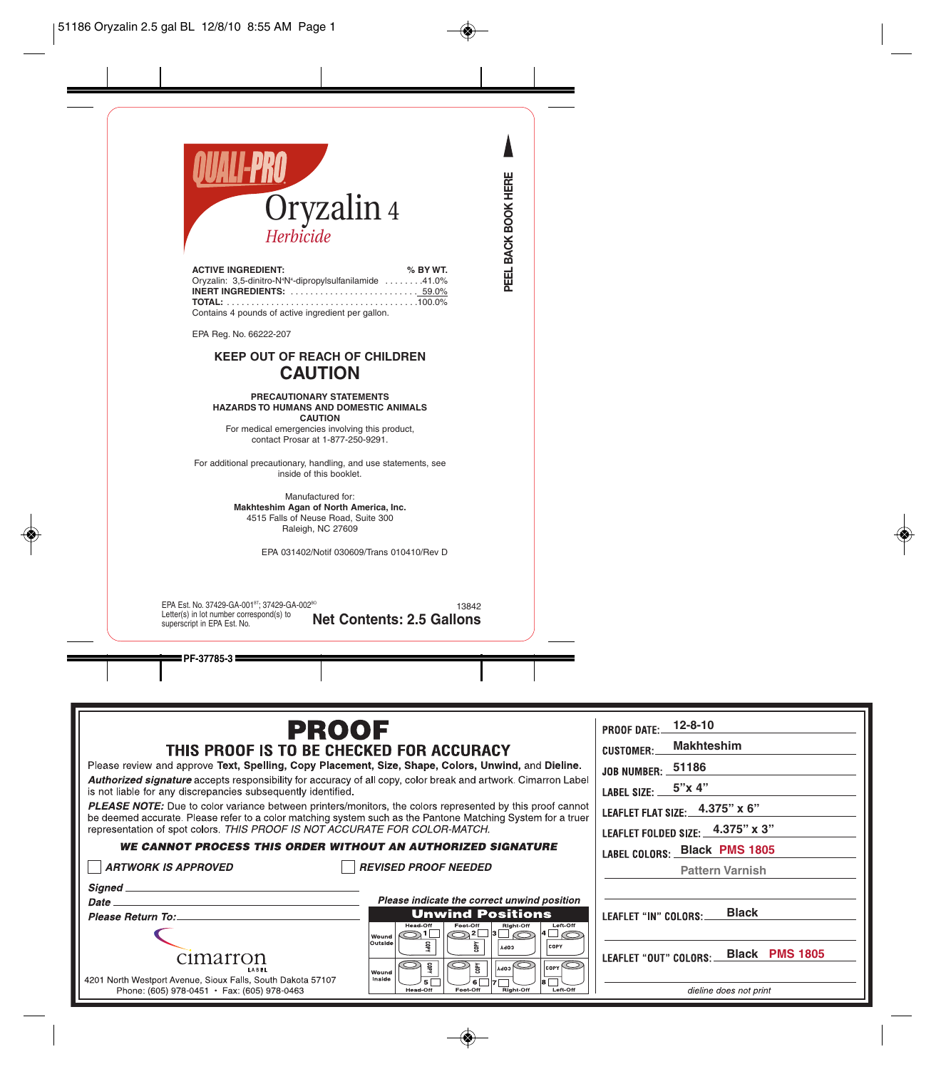51186 Oryzalin 2.5 gal BL 12/8/10 8:55 AM Page 1

**QUALI-PRO**

# Oryzalin 4

*Herbicide*

PEEL BACK BOOK HERE

| **ACTIVE INGREDIENT:** | **% BY WT.** |
|---|---|
| Oryzalin: 3,5-dinitro-N[4]N[4]-dipropylsulfanilamide | 41.0% |
| **INERT INGREDIENTS:** | 59.0% |
| **TOTAL:** | 100.0% |

Contains 4 pounds of active ingredient per gallon.

EPA Reg. No. 66222-207

## KEEP OUT OF REACH OF CHILDREN

## CAUTION

**PRECAUTIONARY STATEMENTS**
**HAZARDS TO HUMANS AND DOMESTIC ANIMALS**
**CAUTION**

For medical emergencies involving this product, contact Prosar at 1-877-250-9291.

For additional precautionary, handling, and use statements, see inside of this booklet.

Manufactured for:
**Makhteshim Agan of North America, Inc.**
4515 Falls of Neuse Road, Suite 300
Raleigh, NC 27609

EPA 031402/Notif 030609/Trans 010410/Rev D

EPA Est. No. 37429-GA-001[BT]; 37429-GA-002[BO]
Letter(s) in lot number correspond(s) to superscript in EPA Est. No.

13842

**Net Contents: 2.5 Gallons**

PF-37785-3

# PROOF

## THIS PROOF IS TO BE CHECKED FOR ACCURACY

Please review and approve **Text, Spelling, Copy Placement, Size, Shape, Colors, Unwind,** and **Dieline.**

***Authorized signature*** accepts responsibility for accuracy of all copy, color break and artwork. Cimarron Label is not liable for any discrepancies subsequently identified.

***PLEASE NOTE:*** Due to color variance between printers/monitors, the colors represented by this proof cannot be deemed accurate. Please refer to a color matching system such as the Pantone Matching System for a truer representation of spot colors. *THIS PROOF IS NOT ACCURATE FOR COLOR-MATCH.*

***WE CANNOT PROCESS THIS ORDER WITHOUT AN AUTHORIZED SIGNATURE***

☐ ***ARTWORK IS APPROVED*** ☐ ***REVISED PROOF NEEDED***

***Signed*** ______
***Date*** ______
***Please Return To:*** ______

cimarron LABEL
4201 North Westport Avenue, Sioux Falls, South Dakota 57107
Phone: (605) 978-0451 • Fax: (605) 978-0463

*Please indicate the correct unwind position*

**Unwind Positions**

| | Head-Off | Foot-Off | Right-Off | Left-Off |
|---|---|---|---|---|
| Wound Outside | 1 ☐ | 2 ☐ | 3 ☐ | 4 ☐ |
| Wound Inside | 5 ☐ | 6 ☐ | 7 ☐ | 8 ☐ |

**PROOF DATE:** 12-8-10
**CUSTOMER:** Makhteshim
**JOB NUMBER:** 51186
**LABEL SIZE:** 5"x 4"
**LEAFLET FLAT SIZE:** 4.375" x 6"
**LEAFLET FOLDED SIZE:** 4.375" x 3"
**LABEL COLORS:** Black PMS 1805
Pattern Varnish
**LEAFLET "IN" COLORS:** Black
**LEAFLET "OUT" COLORS:** Black PMS 1805

*dieline does not print*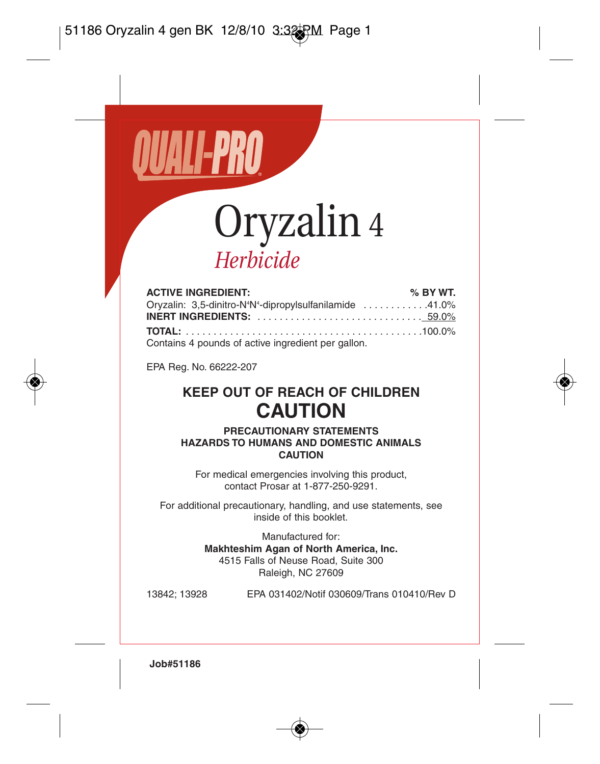QUALI-PRO®

# Oryzalin 4

## *Herbicide*

| ACTIVE INGREDIENT: | % BY WT. |
|---|---|
| Oryzalin: 3,5-dinitro-N[4]N[4]-dipropylsulfanilamide | 41.0% |
| **INERT INGREDIENTS:** | 59.0% |
| **TOTAL:** | 100.0% |

Contains 4 pounds of active ingredient per gallon.

EPA Reg. No. 66222-207

## KEEP OUT OF REACH OF CHILDREN
# CAUTION

**PRECAUTIONARY STATEMENTS**
**HAZARDS TO HUMANS AND DOMESTIC ANIMALS**
**CAUTION**

For medical emergencies involving this product, contact Prosar at 1-877-250-9291.

For additional precautionary, handling, and use statements, see inside of this booklet.

Manufactured for:
**Makhteshim Agan of North America, Inc.**
4515 Falls of Neuse Road, Suite 300
Raleigh, NC 27609

13842; 13928 EPA 031402/Notif 030609/Trans 010410/Rev D

**Job#51186**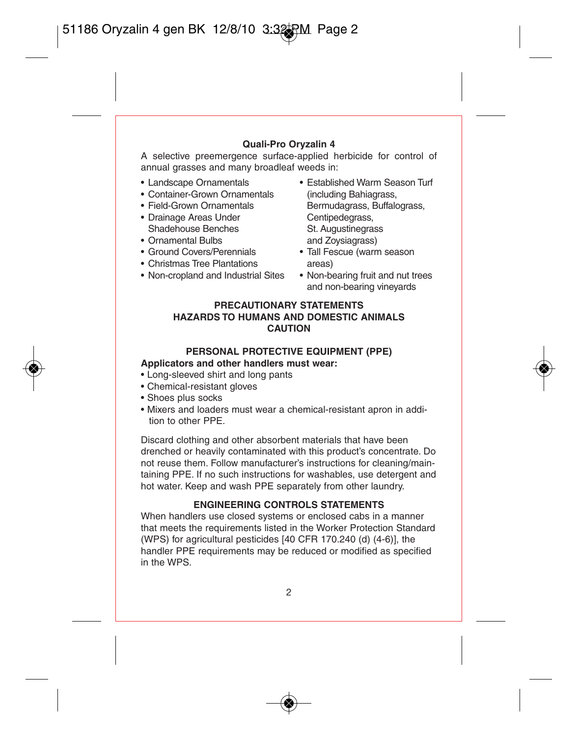**Quali-Pro Oryzalin 4**

A selective preemergence surface-applied herbicide for control of annual grasses and many broadleaf weeds in:

- Landscape Ornamentals
- Container-Grown Ornamentals
- Field-Grown Ornamentals
- Drainage Areas Under Shadehouse Benches
- Ornamental Bulbs
- Ground Covers/Perennials
- Christmas Tree Plantations
- Non-cropland and Industrial Sites
- Established Warm Season Turf (including Bahiagrass, Bermudagrass, Buffalograss, Centipedegrass, St. Augustinegrass and Zoysiagrass)
- Tall Fescue (warm season areas)
- Non-bearing fruit and nut trees and non-bearing vineyards

## PRECAUTIONARY STATEMENTS
## HAZARDS TO HUMANS AND DOMESTIC ANIMALS
## CAUTION

### PERSONAL PROTECTIVE EQUIPMENT (PPE)

**Applicators and other handlers must wear:**

- Long-sleeved shirt and long pants
- Chemical-resistant gloves
- Shoes plus socks
- Mixers and loaders must wear a chemical-resistant apron in addition to other PPE.

Discard clothing and other absorbent materials that have been drenched or heavily contaminated with this product's concentrate. Do not reuse them. Follow manufacturer's instructions for cleaning/maintaining PPE. If no such instructions for washables, use detergent and hot water. Keep and wash PPE separately from other laundry.

### ENGINEERING CONTROLS STATEMENTS

When handlers use closed systems or enclosed cabs in a manner that meets the requirements listed in the Worker Protection Standard (WPS) for agricultural pesticides [40 CFR 170.240 (d) (4-6)], the handler PPE requirements may be reduced or modified as specified in the WPS.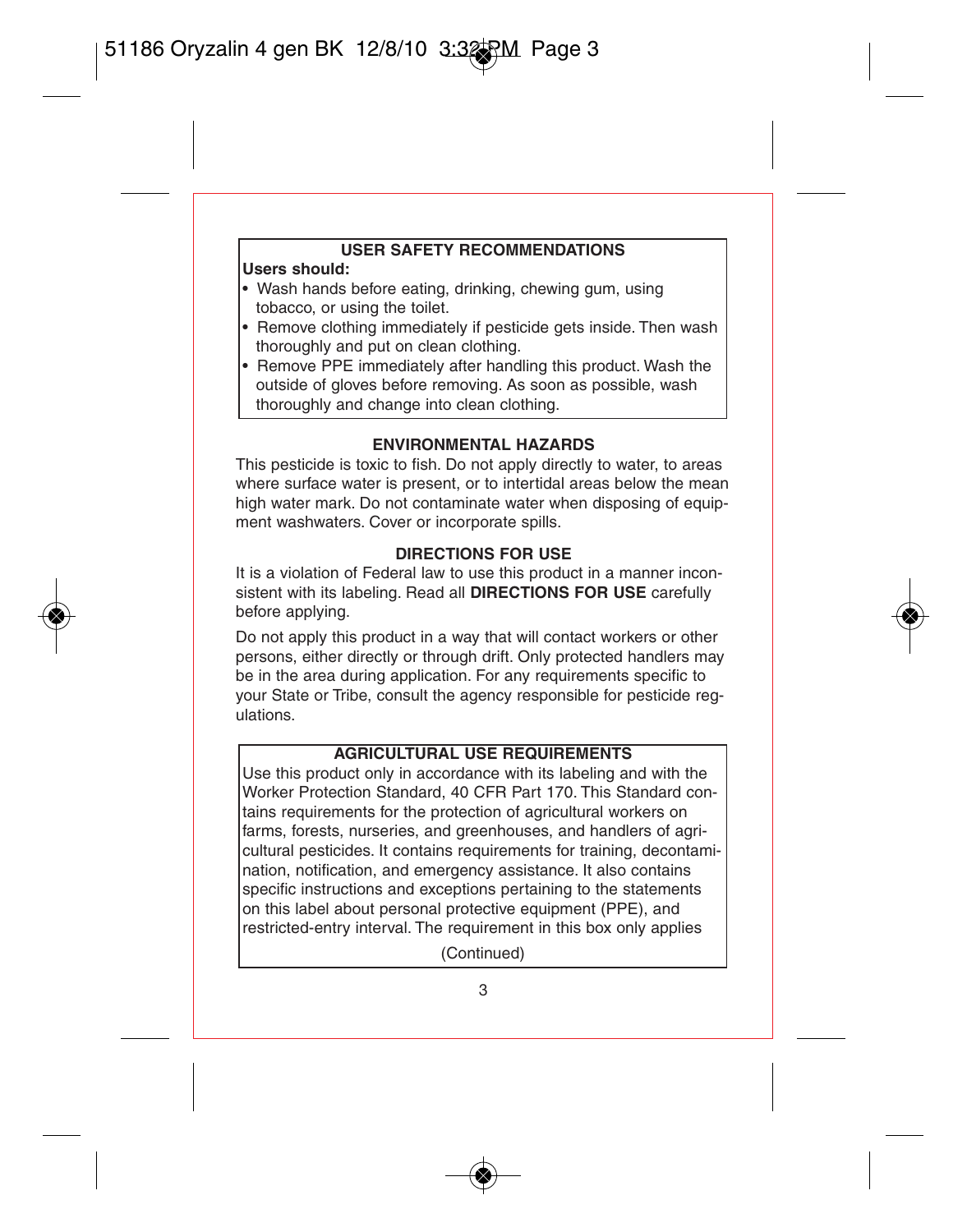## USER SAFETY RECOMMENDATIONS

**Users should:**

- Wash hands before eating, drinking, chewing gum, using tobacco, or using the toilet.
- Remove clothing immediately if pesticide gets inside. Then wash thoroughly and put on clean clothing.
- Remove PPE immediately after handling this product. Wash the outside of gloves before removing. As soon as possible, wash thoroughly and change into clean clothing.

## ENVIRONMENTAL HAZARDS

This pesticide is toxic to fish. Do not apply directly to water, to areas where surface water is present, or to intertidal areas below the mean high water mark. Do not contaminate water when disposing of equipment washwaters. Cover or incorporate spills.

## DIRECTIONS FOR USE

It is a violation of Federal law to use this product in a manner inconsistent with its labeling. Read all **DIRECTIONS FOR USE** carefully before applying.

Do not apply this product in a way that will contact workers or other persons, either directly or through drift. Only protected handlers may be in the area during application. For any requirements specific to your State or Tribe, consult the agency responsible for pesticide regulations.

## AGRICULTURAL USE REQUIREMENTS

Use this product only in accordance with its labeling and with the Worker Protection Standard, 40 CFR Part 170. This Standard contains requirements for the protection of agricultural workers on farms, forests, nurseries, and greenhouses, and handlers of agricultural pesticides. It contains requirements for training, decontamination, notification, and emergency assistance. It also contains specific instructions and exceptions pertaining to the statements on this label about personal protective equipment (PPE), and restricted-entry interval. The requirement in this box only applies

(Continued)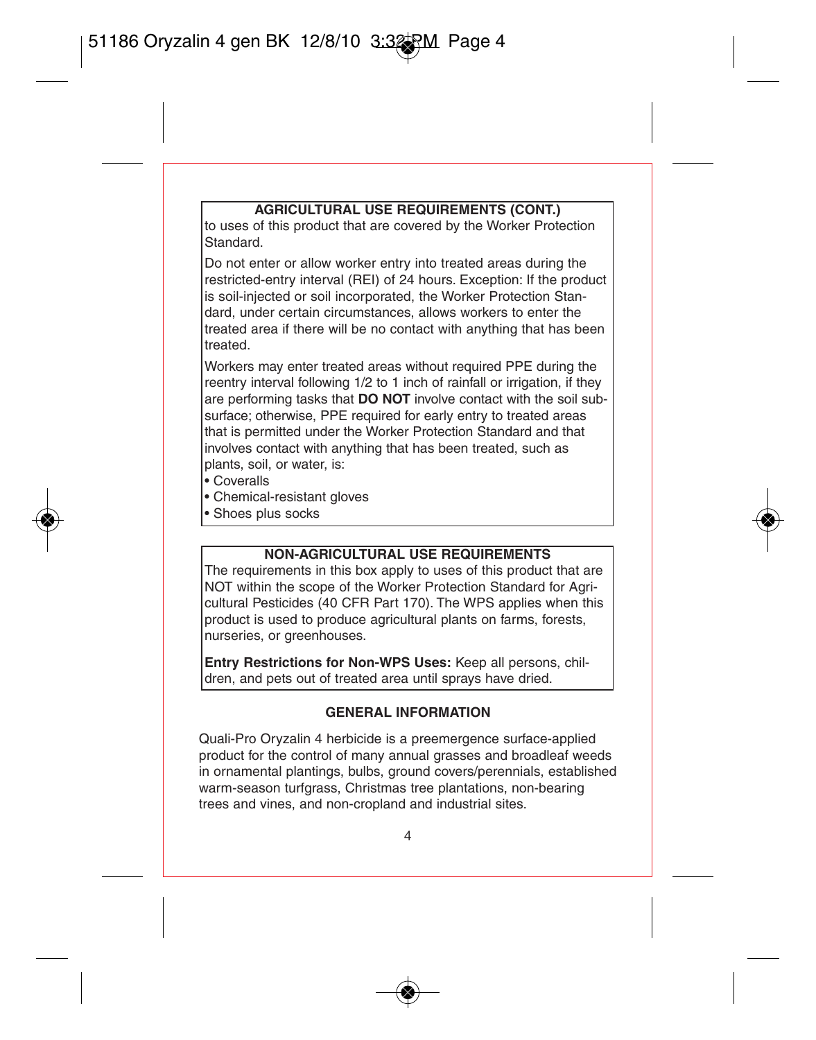**AGRICULTURAL USE REQUIREMENTS (CONT.)**

to uses of this product that are covered by the Worker Protection Standard.

Do not enter or allow worker entry into treated areas during the restricted-entry interval (REI) of 24 hours. Exception: If the product is soil-injected or soil incorporated, the Worker Protection Standard, under certain circumstances, allows workers to enter the treated area if there will be no contact with anything that has been treated.

Workers may enter treated areas without required PPE during the reentry interval following 1/2 to 1 inch of rainfall or irrigation, if they are performing tasks that **DO NOT** involve contact with the soil subsurface; otherwise, PPE required for early entry to treated areas that is permitted under the Worker Protection Standard and that involves contact with anything that has been treated, such as plants, soil, or water, is:

- Coveralls
- Chemical-resistant gloves
- Shoes plus socks

**NON-AGRICULTURAL USE REQUIREMENTS**

The requirements in this box apply to uses of this product that are NOT within the scope of the Worker Protection Standard for Agricultural Pesticides (40 CFR Part 170). The WPS applies when this product is used to produce agricultural plants on farms, forests, nurseries, or greenhouses.

**Entry Restrictions for Non-WPS Uses:** Keep all persons, children, and pets out of treated area until sprays have dried.

## GENERAL INFORMATION

Quali-Pro Oryzalin 4 herbicide is a preemergence surface-applied product for the control of many annual grasses and broadleaf weeds in ornamental plantings, bulbs, ground covers/perennials, established warm-season turfgrass, Christmas tree plantations, non-bearing trees and vines, and non-cropland and industrial sites.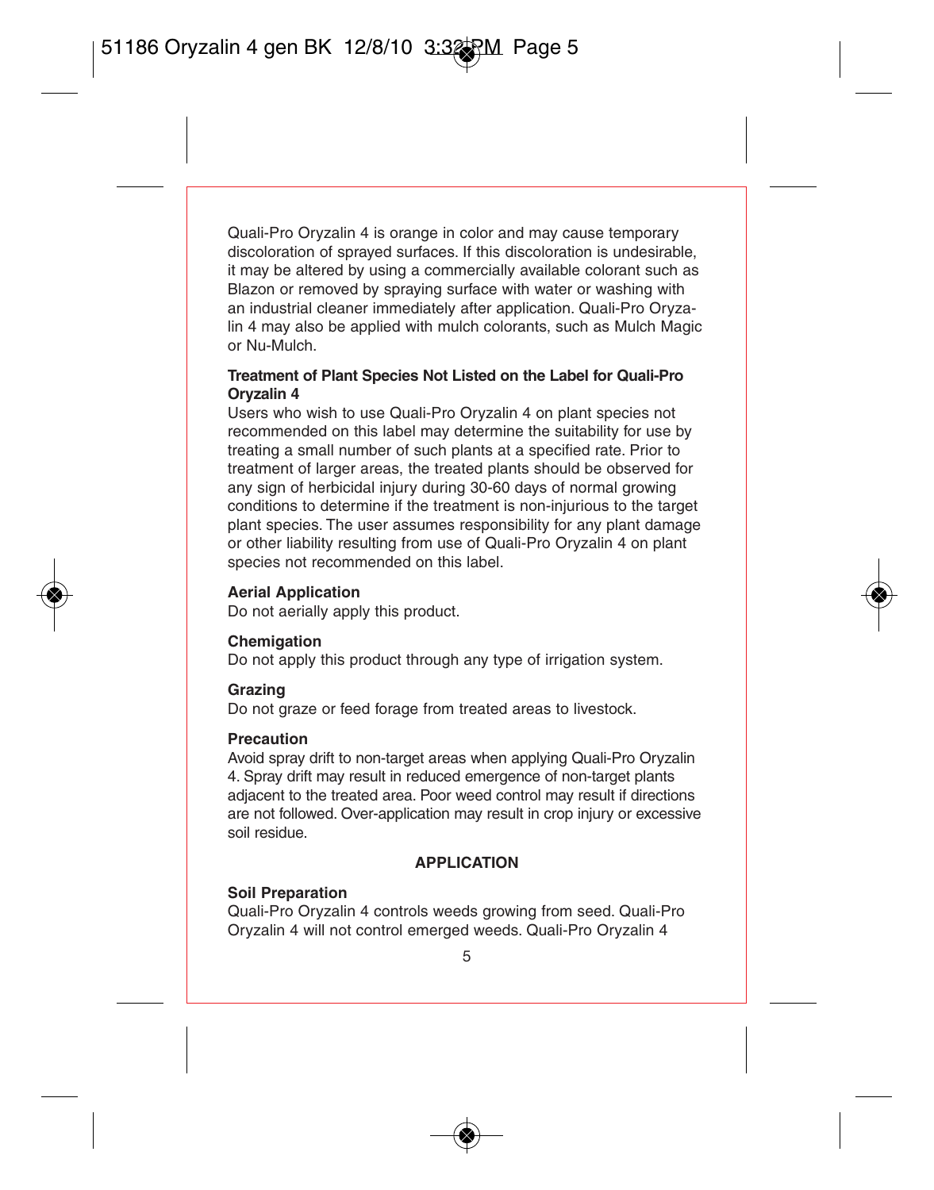Quali-Pro Oryzalin 4 is orange in color and may cause temporary discoloration of sprayed surfaces. If this discoloration is undesirable, it may be altered by using a commercially available colorant such as Blazon or removed by spraying surface with water or washing with an industrial cleaner immediately after application. Quali-Pro Oryzalin 4 may also be applied with mulch colorants, such as Mulch Magic or Nu-Mulch.

**Treatment of Plant Species Not Listed on the Label for Quali-Pro Oryzalin 4**

Users who wish to use Quali-Pro Oryzalin 4 on plant species not recommended on this label may determine the suitability for use by treating a small number of such plants at a specified rate. Prior to treatment of larger areas, the treated plants should be observed for any sign of herbicidal injury during 30-60 days of normal growing conditions to determine if the treatment is non-injurious to the target plant species. The user assumes responsibility for any plant damage or other liability resulting from use of Quali-Pro Oryzalin 4 on plant species not recommended on this label.

**Aerial Application**

Do not aerially apply this product.

**Chemigation**

Do not apply this product through any type of irrigation system.

**Grazing**

Do not graze or feed forage from treated areas to livestock.

**Precaution**

Avoid spray drift to non-target areas when applying Quali-Pro Oryzalin 4. Spray drift may result in reduced emergence of non-target plants adjacent to the treated area. Poor weed control may result if directions are not followed. Over-application may result in crop injury or excessive soil residue.

## APPLICATION

**Soil Preparation**

Quali-Pro Oryzalin 4 controls weeds growing from seed. Quali-Pro Oryzalin 4 will not control emerged weeds. Quali-Pro Oryzalin 4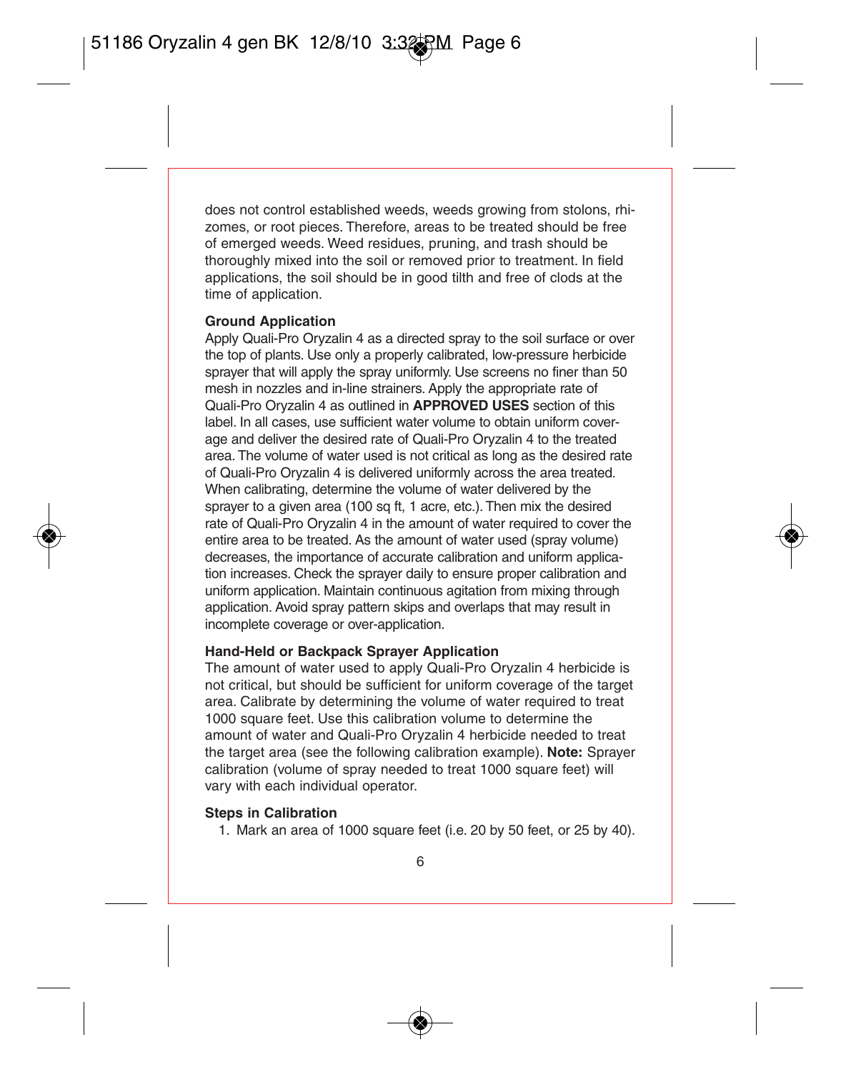does not control established weeds, weeds growing from stolons, rhizomes, or root pieces. Therefore, areas to be treated should be free of emerged weeds. Weed residues, pruning, and trash should be thoroughly mixed into the soil or removed prior to treatment. In field applications, the soil should be in good tilth and free of clods at the time of application.

**Ground Application**

Apply Quali-Pro Oryzalin 4 as a directed spray to the soil surface or over the top of plants. Use only a properly calibrated, low-pressure herbicide sprayer that will apply the spray uniformly. Use screens no finer than 50 mesh in nozzles and in-line strainers. Apply the appropriate rate of Quali-Pro Oryzalin 4 as outlined in **APPROVED USES** section of this label. In all cases, use sufficient water volume to obtain uniform coverage and deliver the desired rate of Quali-Pro Oryzalin 4 to the treated area. The volume of water used is not critical as long as the desired rate of Quali-Pro Oryzalin 4 is delivered uniformly across the area treated. When calibrating, determine the volume of water delivered by the sprayer to a given area (100 sq ft, 1 acre, etc.). Then mix the desired rate of Quali-Pro Oryzalin 4 in the amount of water required to cover the entire area to be treated. As the amount of water used (spray volume) decreases, the importance of accurate calibration and uniform application increases. Check the sprayer daily to ensure proper calibration and uniform application. Maintain continuous agitation from mixing through application. Avoid spray pattern skips and overlaps that may result in incomplete coverage or over-application.

**Hand-Held or Backpack Sprayer Application**

The amount of water used to apply Quali-Pro Oryzalin 4 herbicide is not critical, but should be sufficient for uniform coverage of the target area. Calibrate by determining the volume of water required to treat 1000 square feet. Use this calibration volume to determine the amount of water and Quali-Pro Oryzalin 4 herbicide needed to treat the target area (see the following calibration example). **Note:** Sprayer calibration (volume of spray needed to treat 1000 square feet) will vary with each individual operator.

**Steps in Calibration**

1. Mark an area of 1000 square feet (i.e. 20 by 50 feet, or 25 by 40).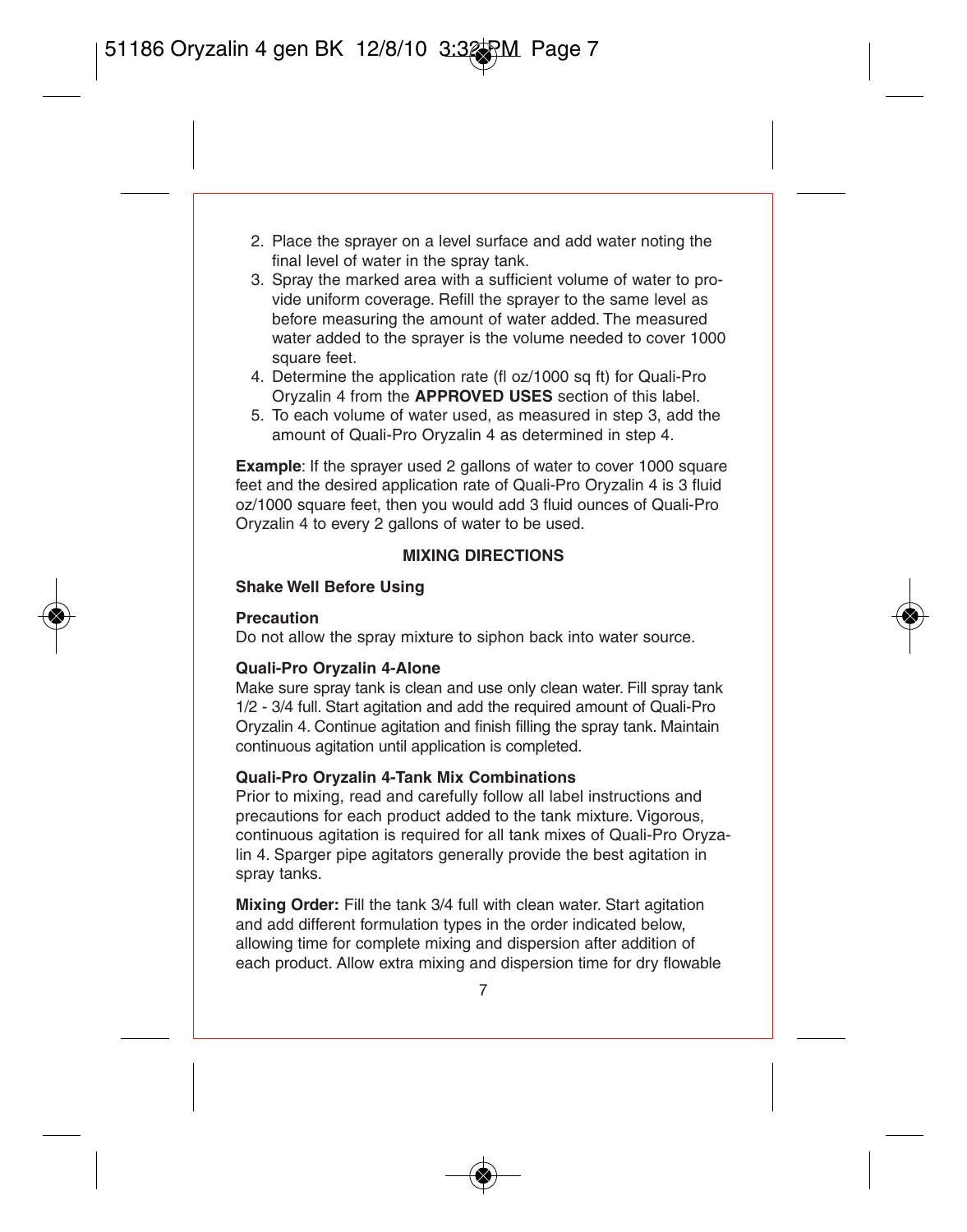2. Place the sprayer on a level surface and add water noting the final level of water in the spray tank.
3. Spray the marked area with a sufficient volume of water to provide uniform coverage. Refill the sprayer to the same level as before measuring the amount of water added. The measured water added to the sprayer is the volume needed to cover 1000 square feet.
4. Determine the application rate (fl oz/1000 sq ft) for Quali-Pro Oryzalin 4 from the **APPROVED USES** section of this label.
5. To each volume of water used, as measured in step 3, add the amount of Quali-Pro Oryzalin 4 as determined in step 4.

**Example**: If the sprayer used 2 gallons of water to cover 1000 square feet and the desired application rate of Quali-Pro Oryzalin 4 is 3 fluid oz/1000 square feet, then you would add 3 fluid ounces of Quali-Pro Oryzalin 4 to every 2 gallons of water to be used.

## MIXING DIRECTIONS

**Shake Well Before Using**

**Precaution**

Do not allow the spray mixture to siphon back into water source.

**Quali-Pro Oryzalin 4-Alone**

Make sure spray tank is clean and use only clean water. Fill spray tank 1/2 - 3/4 full. Start agitation and add the required amount of Quali-Pro Oryzalin 4. Continue agitation and finish filling the spray tank. Maintain continuous agitation until application is completed.

**Quali-Pro Oryzalin 4-Tank Mix Combinations**

Prior to mixing, read and carefully follow all label instructions and precautions for each product added to the tank mixture. Vigorous, continuous agitation is required for all tank mixes of Quali-Pro Oryzalin 4. Sparger pipe agitators generally provide the best agitation in spray tanks.

**Mixing Order:** Fill the tank 3/4 full with clean water. Start agitation and add different formulation types in the order indicated below, allowing time for complete mixing and dispersion after addition of each product. Allow extra mixing and dispersion time for dry flowable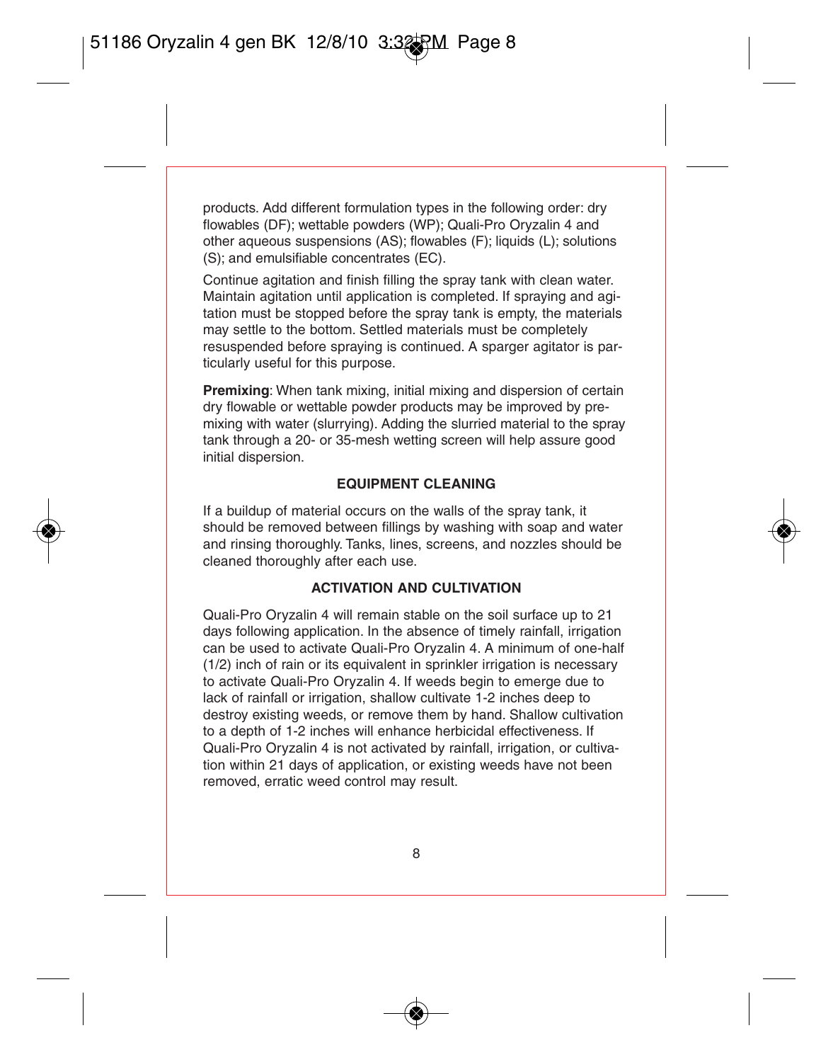products. Add different formulation types in the following order: dry flowables (DF); wettable powders (WP); Quali-Pro Oryzalin 4 and other aqueous suspensions (AS); flowables (F); liquids (L); solutions (S); and emulsifiable concentrates (EC).

Continue agitation and finish filling the spray tank with clean water. Maintain agitation until application is completed. If spraying and agitation must be stopped before the spray tank is empty, the materials may settle to the bottom. Settled materials must be completely resuspended before spraying is continued. A sparger agitator is particularly useful for this purpose.

**Premixing**: When tank mixing, initial mixing and dispersion of certain dry flowable or wettable powder products may be improved by premixing with water (slurrying). Adding the slurried material to the spray tank through a 20- or 35-mesh wetting screen will help assure good initial dispersion.

### EQUIPMENT CLEANING

If a buildup of material occurs on the walls of the spray tank, it should be removed between fillings by washing with soap and water and rinsing thoroughly. Tanks, lines, screens, and nozzles should be cleaned thoroughly after each use.

### ACTIVATION AND CULTIVATION

Quali-Pro Oryzalin 4 will remain stable on the soil surface up to 21 days following application. In the absence of timely rainfall, irrigation can be used to activate Quali-Pro Oryzalin 4. A minimum of one-half (1/2) inch of rain or its equivalent in sprinkler irrigation is necessary to activate Quali-Pro Oryzalin 4. If weeds begin to emerge due to lack of rainfall or irrigation, shallow cultivate 1-2 inches deep to destroy existing weeds, or remove them by hand. Shallow cultivation to a depth of 1-2 inches will enhance herbicidal effectiveness. If Quali-Pro Oryzalin 4 is not activated by rainfall, irrigation, or cultivation within 21 days of application, or existing weeds have not been removed, erratic weed control may result.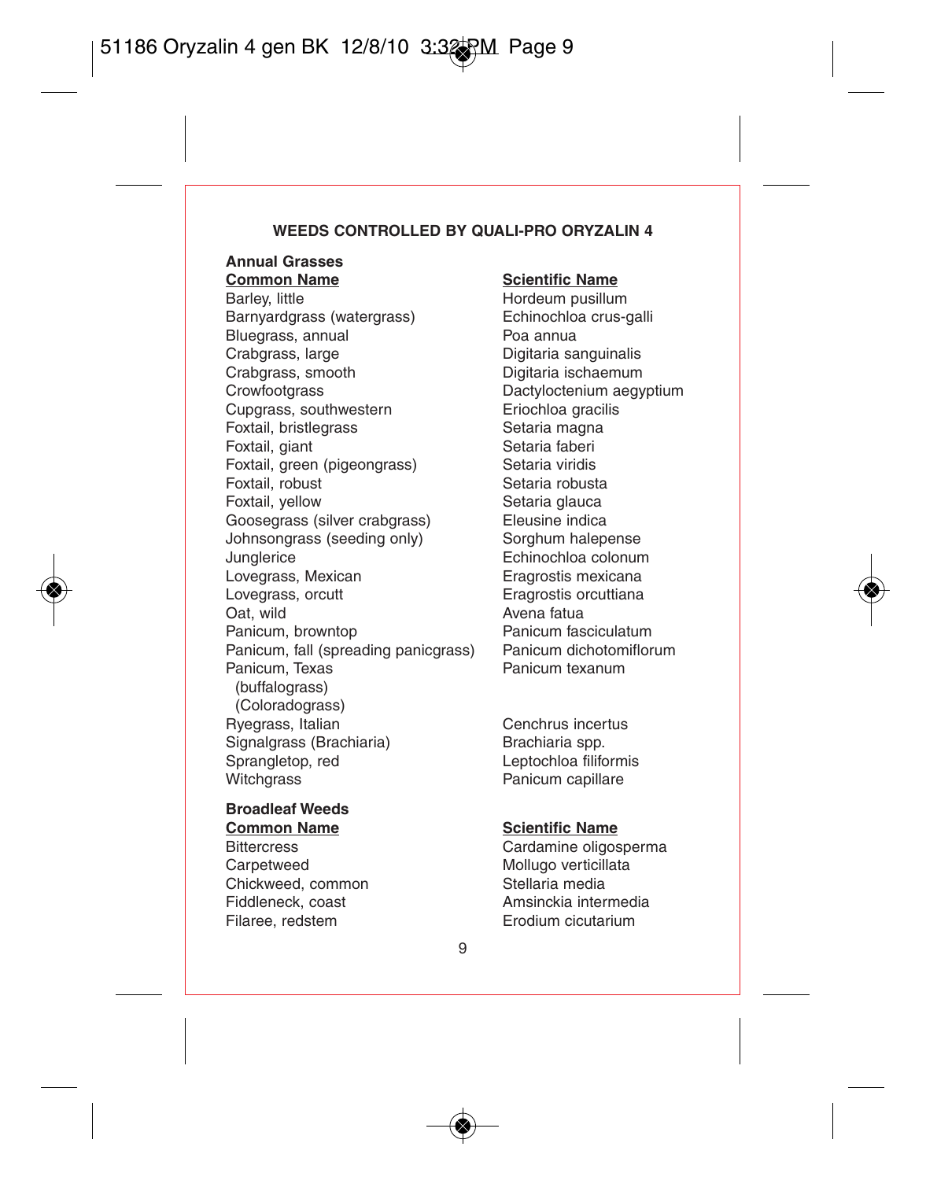## WEEDS CONTROLLED BY QUALI-PRO ORYZALIN 4

### Annual Grasses

| Common Name | Scientific Name |
| --- | --- |
| Barley, little | Hordeum pusillum |
| Barnyardgrass (watergrass) | Echinochloa crus-galli |
| Bluegrass, annual | Poa annua |
| Crabgrass, large | Digitaria sanguinalis |
| Crabgrass, smooth | Digitaria ischaemum |
| Crowfootgrass | Dactyloctenium aegyptium |
| Cupgrass, southwestern | Eriochloa gracilis |
| Foxtail, bristlegrass | Setaria magna |
| Foxtail, giant | Setaria faberi |
| Foxtail, green (pigeongrass) | Setaria viridis |
| Foxtail, robust | Setaria robusta |
| Foxtail, yellow | Setaria glauca |
| Goosegrass (silver crabgrass) | Eleusine indica |
| Johnsongrass (seeding only) | Sorghum halepense |
| Junglerice | Echinochloa colonum |
| Lovegrass, Mexican | Eragrostis mexicana |
| Lovegrass, orcutt | Eragrostis orcuttiana |
| Oat, wild | Avena fatua |
| Panicum, browntop | Panicum fasciculatum |
| Panicum, fall (spreading panicgrass) | Panicum dichotomiflorum |
| Panicum, Texas (buffalograss) (Coloradograss) | Panicum texanum |
| Ryegrass, Italian | Cenchrus incertus |
| Signalgrass (Brachiaria) | Brachiaria spp. |
| Sprangletop, red | Leptochloa filiformis |
| Witchgrass | Panicum capillare |

### Broadleaf Weeds

| Common Name | Scientific Name |
| --- | --- |
| Bittercress | Cardamine oligosperma |
| Carpetweed | Mollugo verticillata |
| Chickweed, common | Stellaria media |
| Fiddleneck, coast | Amsinckia intermedia |
| Filaree, redstem | Erodium cicutarium |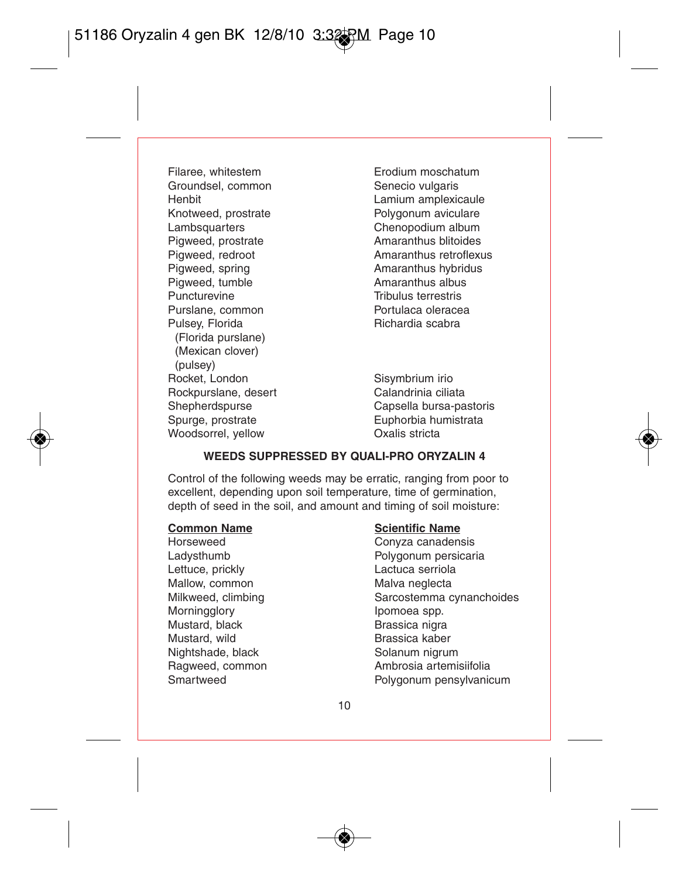| | |
|---|---|
| Filaree, whitestem | Erodium moschatum |
| Groundsel, common | Senecio vulgaris |
| Henbit | Lamium amplexicaule |
| Knotweed, prostrate | Polygonum aviculare |
| Lambsquarters | Chenopodium album |
| Pigweed, prostrate | Amaranthus blitoides |
| Pigweed, redroot | Amaranthus retroflexus |
| Pigweed, spring | Amaranthus hybridus |
| Pigweed, tumble | Amaranthus albus |
| Puncturevine | Tribulus terrestris |
| Purslane, common | Portulaca oleracea |
| Pulsey, Florida (Florida purslane) (Mexican clover) (pulsey) | Richardia scabra |
| Rocket, London | Sisymbrium irio |
| Rockpurslane, desert | Calandrinia ciliata |
| Shepherdspurse | Capsella bursa-pastoris |
| Spurge, prostrate | Euphorbia humistrata |
| Woodsorrel, yellow | Oxalis stricta |

**WEEDS SUPPRESSED BY QUALI-PRO ORYZALIN 4**

Control of the following weeds may be erratic, ranging from poor to excellent, depending upon soil temperature, time of germination, depth of seed in the soil, and amount and timing of soil moisture:

| Common Name | Scientific Name |
|---|---|
| Horseweed | Conyza canadensis |
| Ladysthumb | Polygonum persicaria |
| Lettuce, prickly | Lactuca serriola |
| Mallow, common | Malva neglecta |
| Milkweed, climbing | Sarcostemma cynanchoides |
| Morningglory | Ipomoea spp. |
| Mustard, black | Brassica nigra |
| Mustard, wild | Brassica kaber |
| Nightshade, black | Solanum nigrum |
| Ragweed, common | Ambrosia artemisiifolia |
| Smartweed | Polygonum pensylvanicum |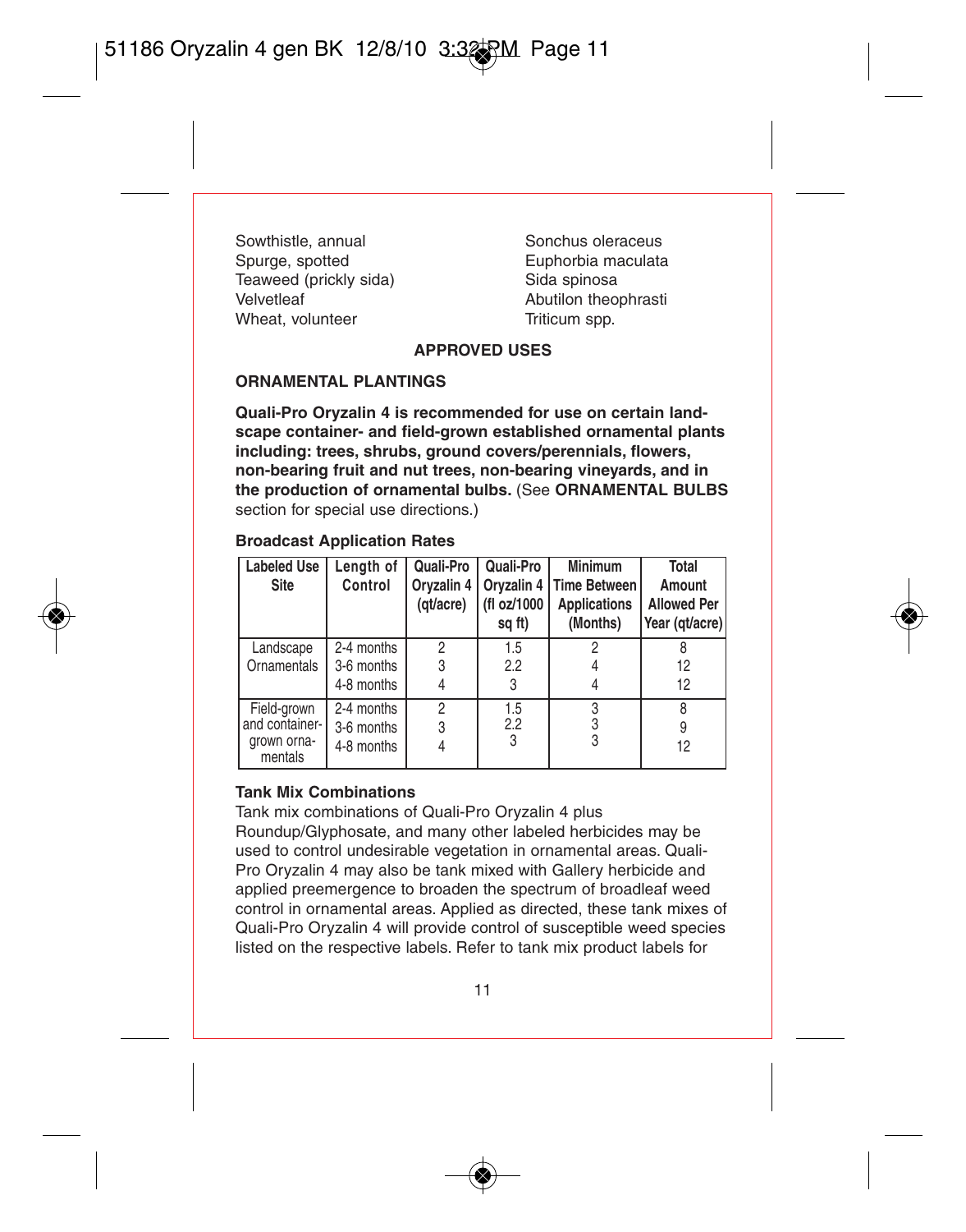| | |
|---|---|
| Sowthistle, annual | Sonchus oleraceus |
| Spurge, spotted | Euphorbia maculata |
| Teaweed (prickly sida) | Sida spinosa |
| Velvetleaf | Abutilon theophrasti |
| Wheat, volunteer | Triticum spp. |

## APPROVED USES

### ORNAMENTAL PLANTINGS

**Quali-Pro Oryzalin 4 is recommended for use on certain landscape container- and field-grown established ornamental plants including: trees, shrubs, ground covers/perennials, flowers, non-bearing fruit and nut trees, non-bearing vineyards, and in the production of ornamental bulbs.** (See **ORNAMENTAL BULBS** section for special use directions.)

**Broadcast Application Rates**

| Labeled Use Site | Length of Control | Quali-Pro Oryzalin 4 (qt/acre) | Quali-Pro Oryzalin 4 (fl oz/1000 sq ft) | Minimum Time Between Applications (Months) | Total Amount Allowed Per Year (qt/acre) |
|---|---|---|---|---|---|
| Landscape Ornamentals | 2-4 months | 2 | 1.5 | 2 | 8 |
| | 3-6 months | 3 | 2.2 | 4 | 12 |
| | 4-8 months | 4 | 3 | 4 | 12 |
| Field-grown and container-grown ornamentals | 2-4 months | 2 | 1.5 | 3 | 8 |
| | 3-6 months | 3 | 2.2 | 3 | 9 |
| | 4-8 months | 4 | 3 | 3 | 12 |

**Tank Mix Combinations**

Tank mix combinations of Quali-Pro Oryzalin 4 plus Roundup/Glyphosate, and many other labeled herbicides may be used to control undesirable vegetation in ornamental areas. Quali-Pro Oryzalin 4 may also be tank mixed with Gallery herbicide and applied preemergence to broaden the spectrum of broadleaf weed control in ornamental areas. Applied as directed, these tank mixes of Quali-Pro Oryzalin 4 will provide control of susceptible weed species listed on the respective labels. Refer to tank mix product labels for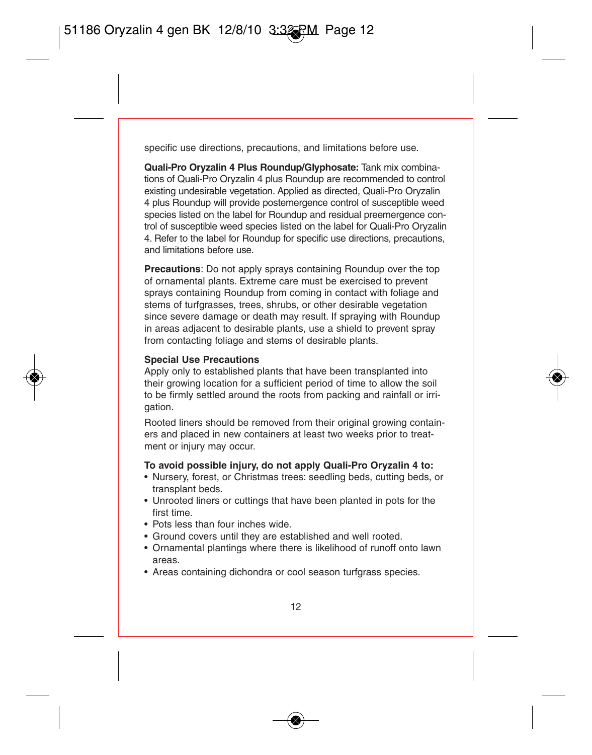specific use directions, precautions, and limitations before use.

**Quali-Pro Oryzalin 4 Plus Roundup/Glyphosate:** Tank mix combinations of Quali-Pro Oryzalin 4 plus Roundup are recommended to control existing undesirable vegetation. Applied as directed, Quali-Pro Oryzalin 4 plus Roundup will provide postemergence control of susceptible weed species listed on the label for Roundup and residual preemergence control of susceptible weed species listed on the label for Quali-Pro Oryzalin 4. Refer to the label for Roundup for specific use directions, precautions, and limitations before use.

**Precautions**: Do not apply sprays containing Roundup over the top of ornamental plants. Extreme care must be exercised to prevent sprays containing Roundup from coming in contact with foliage and stems of turfgrasses, trees, shrubs, or other desirable vegetation since severe damage or death may result. If spraying with Roundup in areas adjacent to desirable plants, use a shield to prevent spray from contacting foliage and stems of desirable plants.

**Special Use Precautions**

Apply only to established plants that have been transplanted into their growing location for a sufficient period of time to allow the soil to be firmly settled around the roots from packing and rainfall or irrigation.

Rooted liners should be removed from their original growing containers and placed in new containers at least two weeks prior to treatment or injury may occur.

**To avoid possible injury, do not apply Quali-Pro Oryzalin 4 to:**

- Nursery, forest, or Christmas trees: seedling beds, cutting beds, or transplant beds.
- Unrooted liners or cuttings that have been planted in pots for the first time.
- Pots less than four inches wide.
- Ground covers until they are established and well rooted.
- Ornamental plantings where there is likelihood of runoff onto lawn areas.
- Areas containing dichondra or cool season turfgrass species.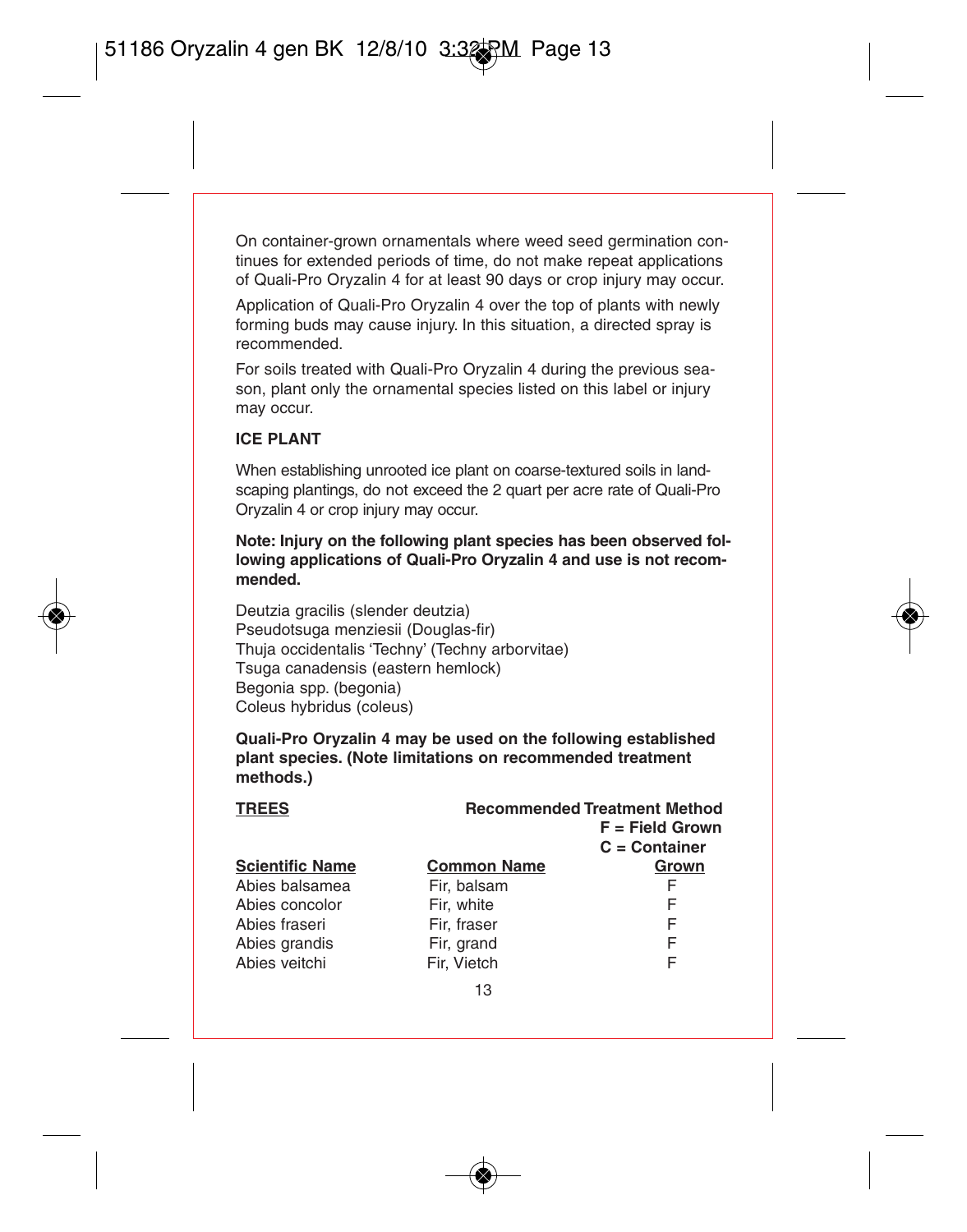On container-grown ornamentals where weed seed germination continues for extended periods of time, do not make repeat applications of Quali-Pro Oryzalin 4 for at least 90 days or crop injury may occur.

Application of Quali-Pro Oryzalin 4 over the top of plants with newly forming buds may cause injury. In this situation, a directed spray is recommended.

For soils treated with Quali-Pro Oryzalin 4 during the previous season, plant only the ornamental species listed on this label or injury may occur.

**ICE PLANT**

When establishing unrooted ice plant on coarse-textured soils in landscaping plantings, do not exceed the 2 quart per acre rate of Quali-Pro Oryzalin 4 or crop injury may occur.

**Note: Injury on the following plant species has been observed following applications of Quali-Pro Oryzalin 4 and use is not recommended.**

Deutzia gracilis (slender deutzia)
Pseudotsuga menziesii (Douglas-fir)
Thuja occidentalis 'Techny' (Techny arborvitae)
Tsuga canadensis (eastern hemlock)
Begonia spp. (begonia)
Coleus hybridus (coleus)

**Quali-Pro Oryzalin 4 may be used on the following established plant species. (Note limitations on recommended treatment methods.)**

**TREES**

| Scientific Name | Common Name | Recommended Treatment Method F = Field Grown C = Container Grown |
|---|---|---|
| Abies balsamea | Fir, balsam | F |
| Abies concolor | Fir, white | F |
| Abies fraseri | Fir, fraser | F |
| Abies grandis | Fir, grand | F |
| Abies veitchi | Fir, Vietch | F |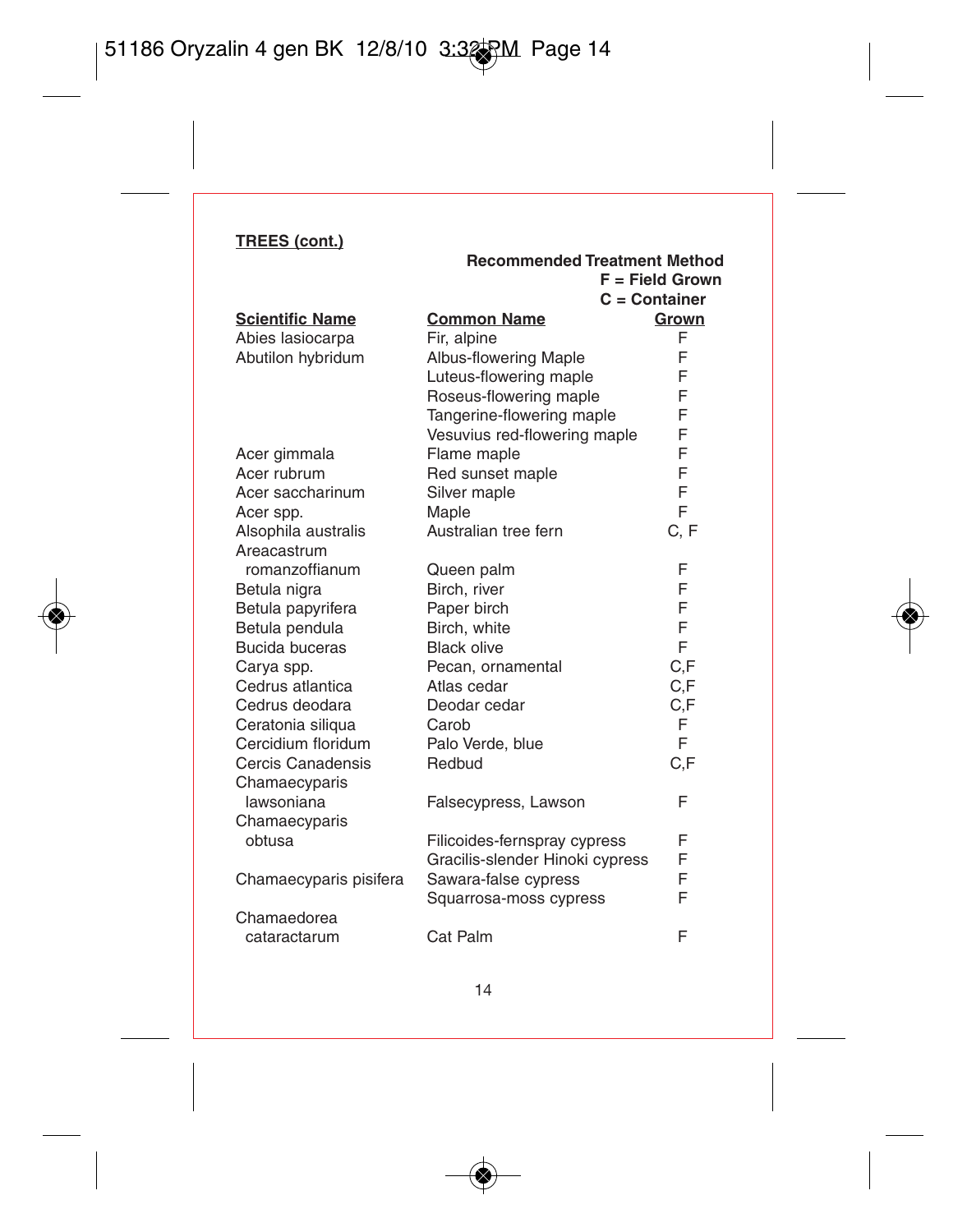**TREES (cont.)**

| **Scientific Name** | **Common Name** | **Recommended Treatment Method** F = Field Grown C = Container **Grown** |
|---|---|---|
| Abies lasiocarpa | Fir, alpine | F |
| Abutilon hybridum | Albus-flowering Maple | F |
| | Luteus-flowering maple | F |
| | Roseus-flowering maple | F |
| | Tangerine-flowering maple | F |
| | Vesuvius red-flowering maple | F |
| Acer gimmala | Flame maple | F |
| Acer rubrum | Red sunset maple | F |
| Acer saccharinum | Silver maple | F |
| Acer spp. | Maple | F |
| Alsophila australis | Australian tree fern | C, F |
| Areacastrum romanzoffianum | Queen palm | F |
| Betula nigra | Birch, river | F |
| Betula papyrifera | Paper birch | F |
| Betula pendula | Birch, white | F |
| Bucida buceras | Black olive | F |
| Carya spp. | Pecan, ornamental | C,F |
| Cedrus atlantica | Atlas cedar | C,F |
| Cedrus deodara | Deodar cedar | C,F |
| Ceratonia siliqua | Carob | F |
| Cercidium floridum | Palo Verde, blue | F |
| Cercis Canadensis | Redbud | C,F |
| Chamaecyparis lawsoniana | Falsecypress, Lawson | F |
| Chamaecyparis obtusa | Filicoides-fernspray cypress | F |
| | Gracilis-slender Hinoki cypress | F |
| Chamaecyparis pisifera | Sawara-false cypress | F |
| | Squarrosa-moss cypress | F |
| Chamaedorea cataractarum | Cat Palm | F |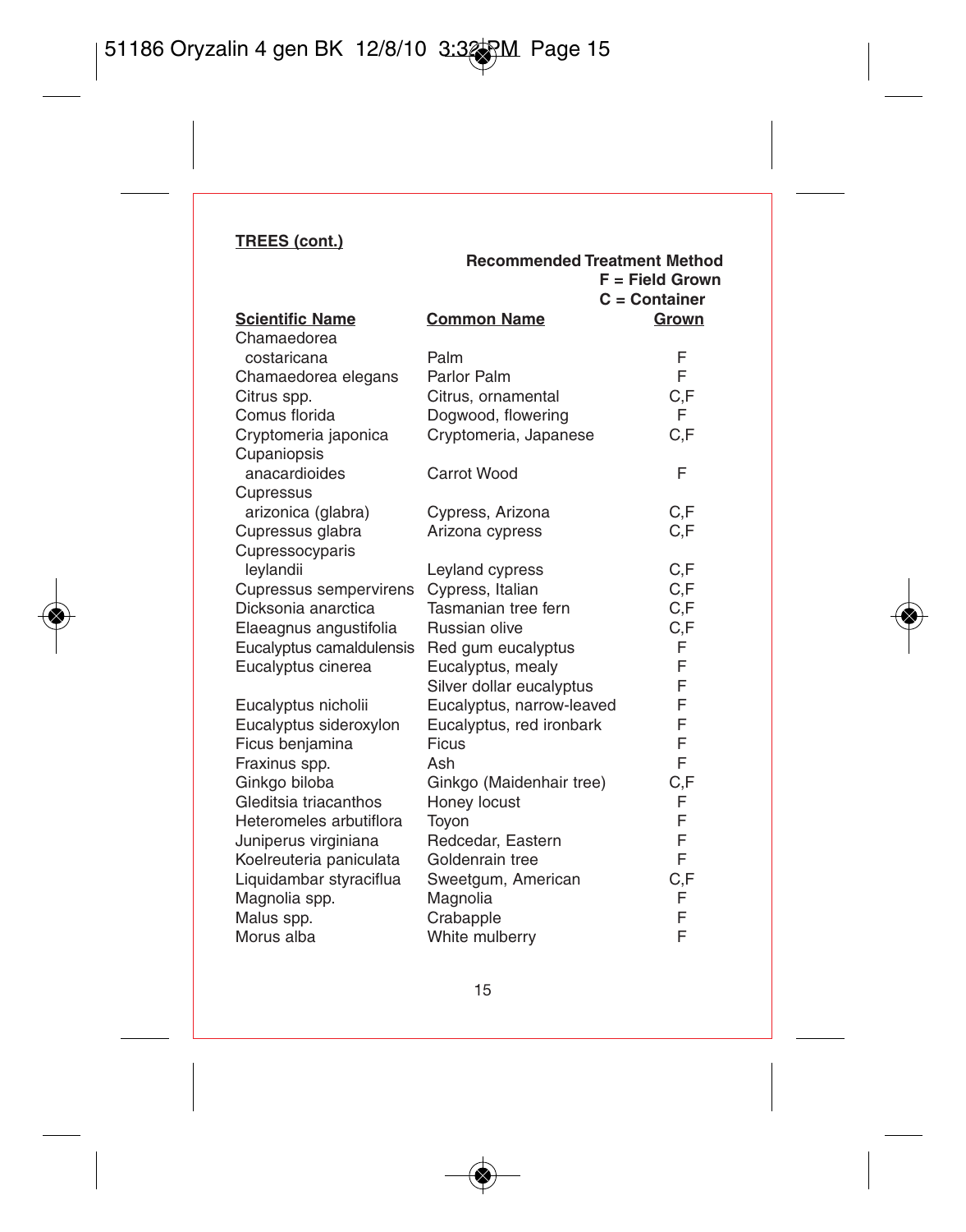**TREES (cont.)**

| Scientific Name | Common Name | Recommended Treatment Method F = Field Grown C = Container Grown |
|---|---|---|
| Chamaedorea costaricana | Palm | F |
| Chamaedorea elegans | Parlor Palm | F |
| Citrus spp. | Citrus, ornamental | C,F |
| Comus florida | Dogwood, flowering | F |
| Cryptomeria japonica | Cryptomeria, Japanese | C,F |
| Cupaniopsis anacardioides | Carrot Wood | F |
| Cupressus arizonica (glabra) | Cypress, Arizona | C,F |
| Cupressus glabra | Arizona cypress | C,F |
| Cupressocyparis leylandii | Leyland cypress | C,F |
| Cupressus sempervirens | Cypress, Italian | C,F |
| Dicksonia anarctica | Tasmanian tree fern | C,F |
| Elaeagnus angustifolia | Russian olive | C,F |
| Eucalyptus camaldulensis | Red gum eucalyptus | F |
| Eucalyptus cinerea | Eucalyptus, mealy | F |
| | Silver dollar eucalyptus | F |
| Eucalyptus nicholii | Eucalyptus, narrow-leaved | F |
| Eucalyptus sideroxylon | Eucalyptus, red ironbark | F |
| Ficus benjamina | Ficus | F |
| Fraxinus spp. | Ash | F |
| Ginkgo biloba | Ginkgo (Maidenhair tree) | C,F |
| Gleditsia triacanthos | Honey locust | F |
| Heteromeles arbutiflora | Toyon | F |
| Juniperus virginiana | Redcedar, Eastern | F |
| Koelreuteria paniculata | Goldenrain tree | F |
| Liquidambar styraciflua | Sweetgum, American | C,F |
| Magnolia spp. | Magnolia | F |
| Malus spp. | Crabapple | F |
| Morus alba | White mulberry | F |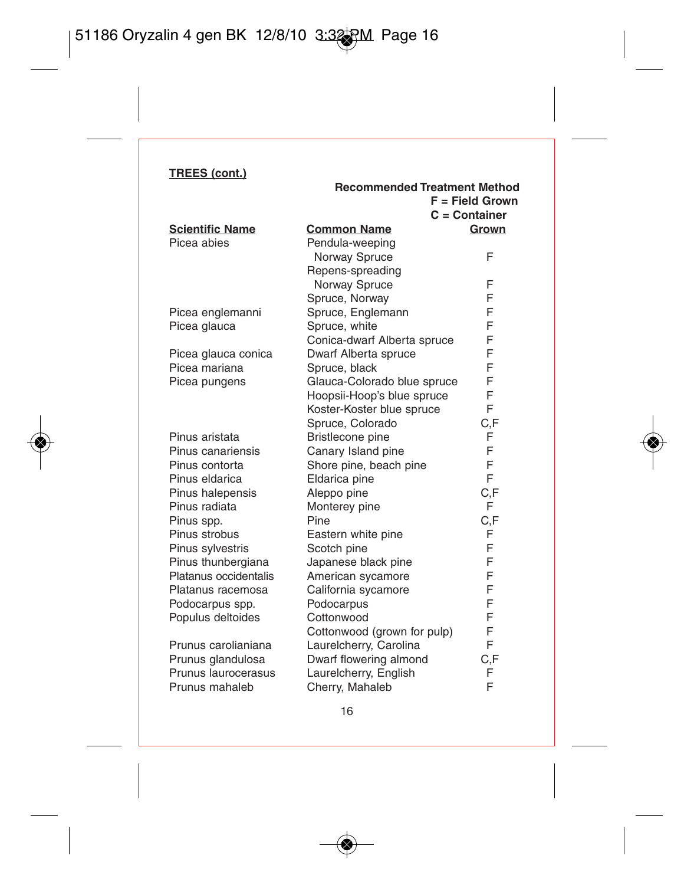**TREES (cont.)**

| Scientific Name | Common Name | Recommended Treatment Method F = Field Grown C = Container Grown |
|---|---|---|
| Picea abies | Pendula-weeping Norway Spruce | F |
| | Repens-spreading Norway Spruce | F |
| | Spruce, Norway | F |
| Picea englemanni | Spruce, Englemann | F |
| Picea glauca | Spruce, white | F |
| | Conica-dwarf Alberta spruce | F |
| Picea glauca conica | Dwarf Alberta spruce | F |
| Picea mariana | Spruce, black | F |
| Picea pungens | Glauca-Colorado blue spruce | F |
| | Hoopsii-Hoop's blue spruce | F |
| | Koster-Koster blue spruce | F |
| | Spruce, Colorado | C,F |
| Pinus aristata | Bristlecone pine | F |
| Pinus canariensis | Canary Island pine | F |
| Pinus contorta | Shore pine, beach pine | F |
| Pinus eldarica | Eldarica pine | F |
| Pinus halepensis | Aleppo pine | C,F |
| Pinus radiata | Monterey pine | F |
| Pinus spp. | Pine | C,F |
| Pinus strobus | Eastern white pine | F |
| Pinus sylvestris | Scotch pine | F |
| Pinus thunbergiana | Japanese black pine | F |
| Platanus occidentalis | American sycamore | F |
| Platanus racemosa | California sycamore | F |
| Podocarpus spp. | Podocarpus | F |
| Populus deltoides | Cottonwood | F |
| | Cottonwood (grown for pulp) | F |
| Prunus caroliniana | Laurelcherry, Carolina | F |
| Prunus glandulosa | Dwarf flowering almond | C,F |
| Prunus laurocerasus | Laurelcherry, English | F |
| Prunus mahaleb | Cherry, Mahaleb | F |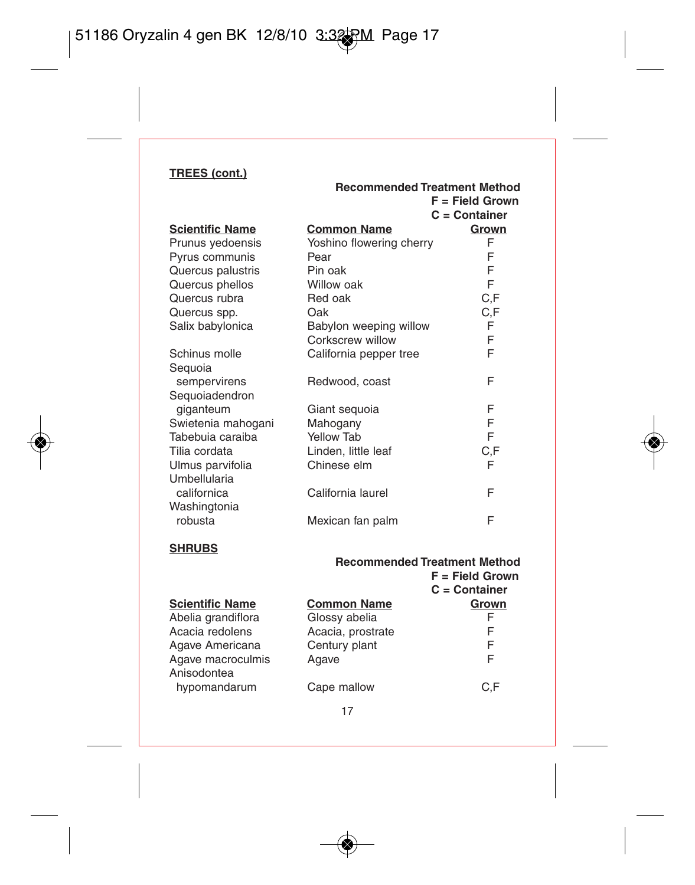**TREES (cont.)**

| Scientific Name | Common Name | Recommended Treatment Method<br>F = Field Grown<br>C = Container Grown |
|---|---|---|
| Prunus yedoensis | Yoshino flowering cherry | F |
| Pyrus communis | Pear | F |
| Quercus palustris | Pin oak | F |
| Quercus phellos | Willow oak | F |
| Quercus rubra | Red oak | C,F |
| Quercus spp. | Oak | C,F |
| Salix babylonica | Babylon weeping willow | F |
| | Corkscrew willow | F |
| Schinus molle | California pepper tree | F |
| Sequoia sempervirens | Redwood, coast | F |
| Sequoiadendron giganteum | Giant sequoia | F |
| Swietenia mahogani | Mahogany | F |
| Tabebuia caraiba | Yellow Tab | F |
| Tilia cordata | Linden, little leaf | C,F |
| Ulmus parvifolia | Chinese elm | F |
| Umbellularia californica | California laurel | F |
| Washingtonia robusta | Mexican fan palm | F |

**SHRUBS**

| Scientific Name | Common Name | Recommended Treatment Method<br>F = Field Grown<br>C = Container Grown |
|---|---|---|
| Abelia grandiflora | Glossy abelia | F |
| Acacia redolens | Acacia, prostrate | F |
| Agave Americana | Century plant | F |
| Agave macroculmis | Agave | F |
| Anisodontea hypomandarum | Cape mallow | C,F |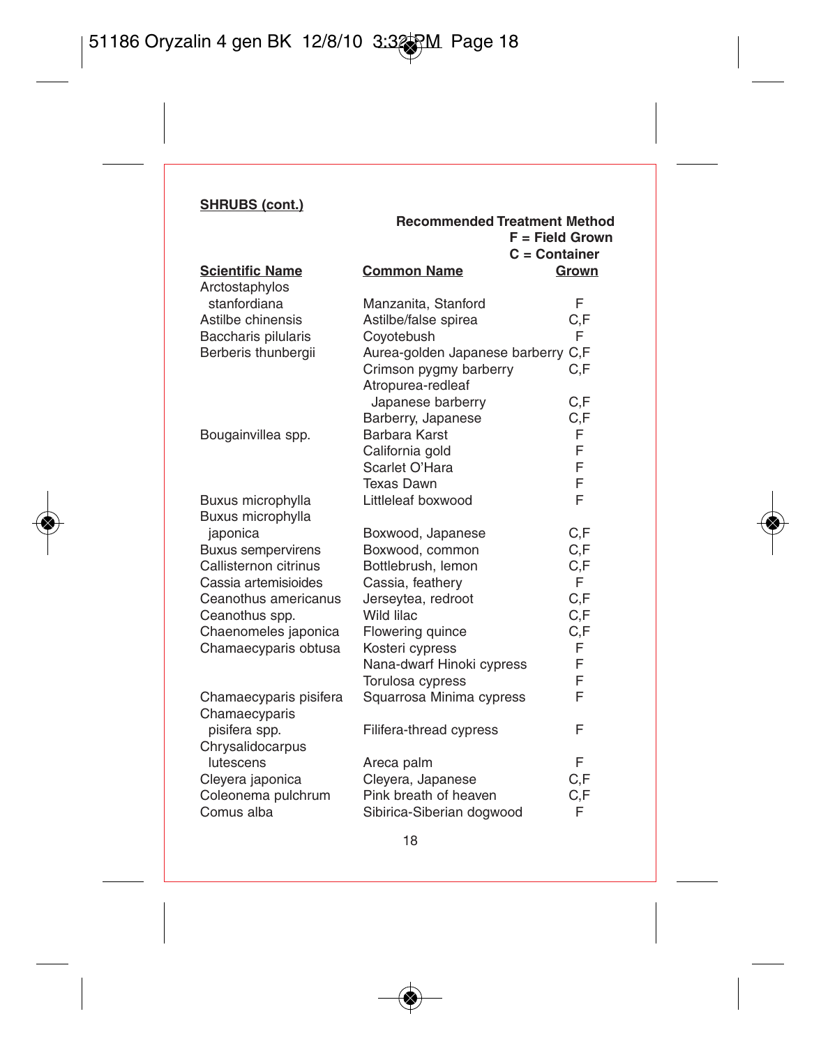**SHRUBS (cont.)**

| Scientific Name | Common Name | Recommended Treatment Method F = Field Grown C = Container Grown |
|---|---|---|
| Arctostaphylos stanfordiana | Manzanita, Stanford | F |
| Astilbe chinensis | Astilbe/false spirea | C,F |
| Baccharis pilularis | Coyotebush | F |
| Berberis thunbergii | Aurea-golden Japanese barberry | C,F |
| | Crimson pygmy barberry | C,F |
| | Atropurea-redleaf Japanese barberry | C,F |
| | Barberry, Japanese | C,F |
| Bougainvillea spp. | Barbara Karst | F |
| | California gold | F |
| | Scarlet O'Hara | F |
| | Texas Dawn | F |
| Buxus microphylla | Littleleaf boxwood | F |
| Buxus microphylla japonica | Boxwood, Japanese | C,F |
| Buxus sempervirens | Boxwood, common | C,F |
| Callisternon citrinus | Bottlebrush, lemon | C,F |
| Cassia artemisioides | Cassia, feathery | F |
| Ceanothus americanus | Jerseytea, redroot | C,F |
| Ceanothus spp. | Wild lilac | C,F |
| Chaenomeles japonica | Flowering quince | C,F |
| Chamaecyparis obtusa | Kosteri cypress | F |
| | Nana-dwarf Hinoki cypress | F |
| | Torulosa cypress | F |
| Chamaecyparis pisifera | Squarrosa Minima cypress | F |
| Chamaecyparis pisifera spp. | Filifera-thread cypress | F |
| Chrysalidocarpus lutescens | Areca palm | F |
| Cleyera japonica | Cleyera, Japanese | C,F |
| Coleonema pulchrum | Pink breath of heaven | C,F |
| Comus alba | Sibirica-Siberian dogwood | F |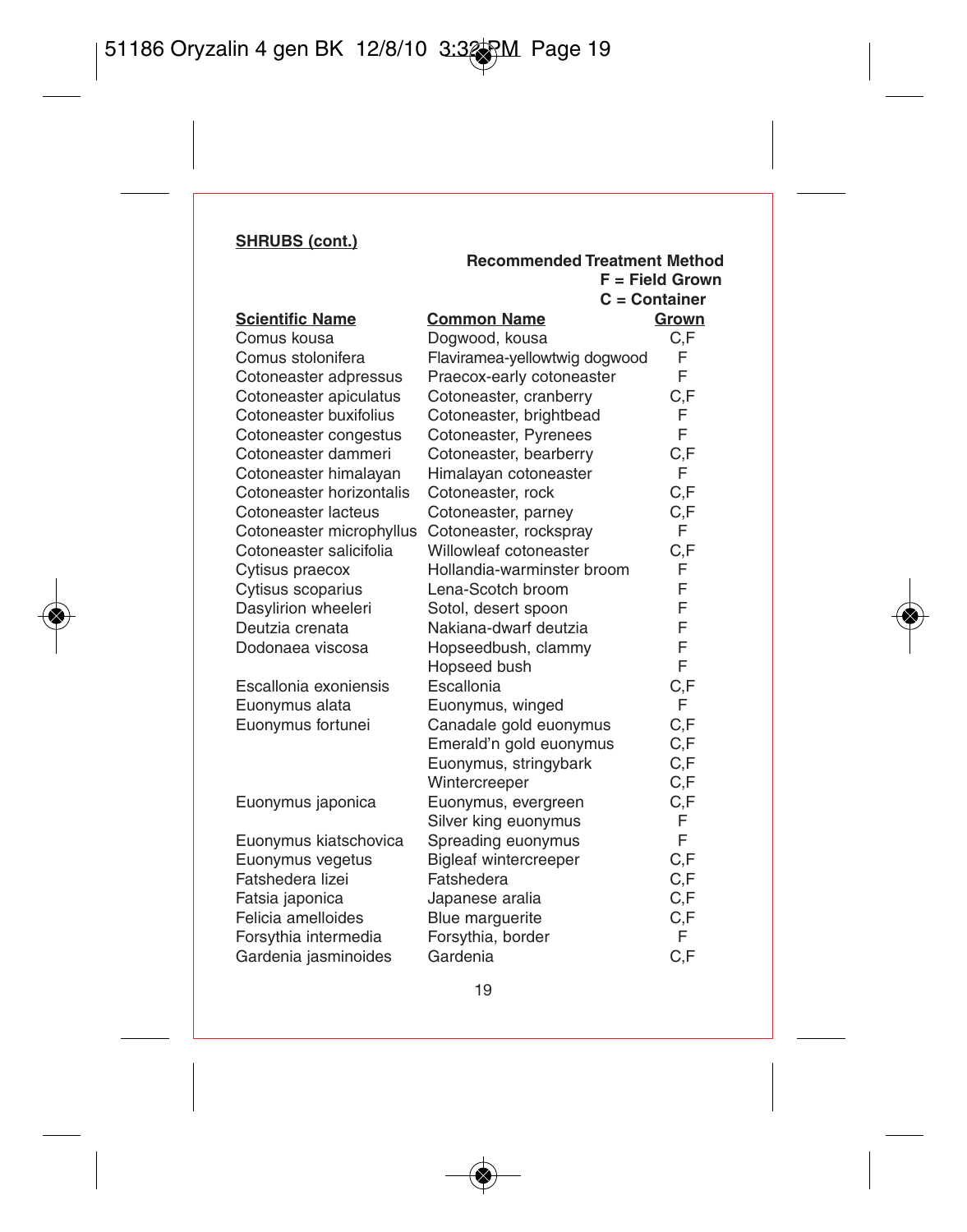**SHRUBS (cont.)**

| Scientific Name | Common Name | Recommended Treatment Method<br>F = Field Grown<br>C = Container Grown |
|---|---|---|
| Comus kousa | Dogwood, kousa | C,F |
| Comus stolonifera | Flaviramea-yellowtwig dogwood | F |
| Cotoneaster adpressus | Praecox-early cotoneaster | F |
| Cotoneaster apiculatus | Cotoneaster, cranberry | C,F |
| Cotoneaster buxifolius | Cotoneaster, brightbead | F |
| Cotoneaster congestus | Cotoneaster, Pyrenees | F |
| Cotoneaster dammeri | Cotoneaster, bearberry | C,F |
| Cotoneaster himalayan | Himalayan cotoneaster | F |
| Cotoneaster horizontalis | Cotoneaster, rock | C,F |
| Cotoneaster lacteus | Cotoneaster, parney | C,F |
| Cotoneaster microphyllus | Cotoneaster, rockspray | F |
| Cotoneaster salicifolia | Willowleaf cotoneaster | C,F |
| Cytisus praecox | Hollandia-warminster broom | F |
| Cytisus scoparius | Lena-Scotch broom | F |
| Dasylirion wheeleri | Sotol, desert spoon | F |
| Deutzia crenata | Nakiana-dwarf deutzia | F |
| Dodonaea viscosa | Hopseedbush, clammy | F |
| | Hopseed bush | F |
| Escallonia exoniensis | Escallonia | C,F |
| Euonymus alata | Euonymus, winged | F |
| Euonymus fortunei | Canadale gold euonymus | C,F |
| | Emerald'n gold euonymus | C,F |
| | Euonymus, stringybark | C,F |
| | Wintercreeper | C,F |
| Euonymus japonica | Euonymus, evergreen | C,F |
| | Silver king euonymus | F |
| Euonymus kiatschovica | Spreading euonymus | F |
| Euonymus vegetus | Bigleaf wintercreeper | C,F |
| Fatshedera lizei | Fatshedera | C,F |
| Fatsia japonica | Japanese aralia | C,F |
| Felicia amelloides | Blue marguerite | C,F |
| Forsythia intermedia | Forsythia, border | F |
| Gardenia jasminoides | Gardenia | C,F |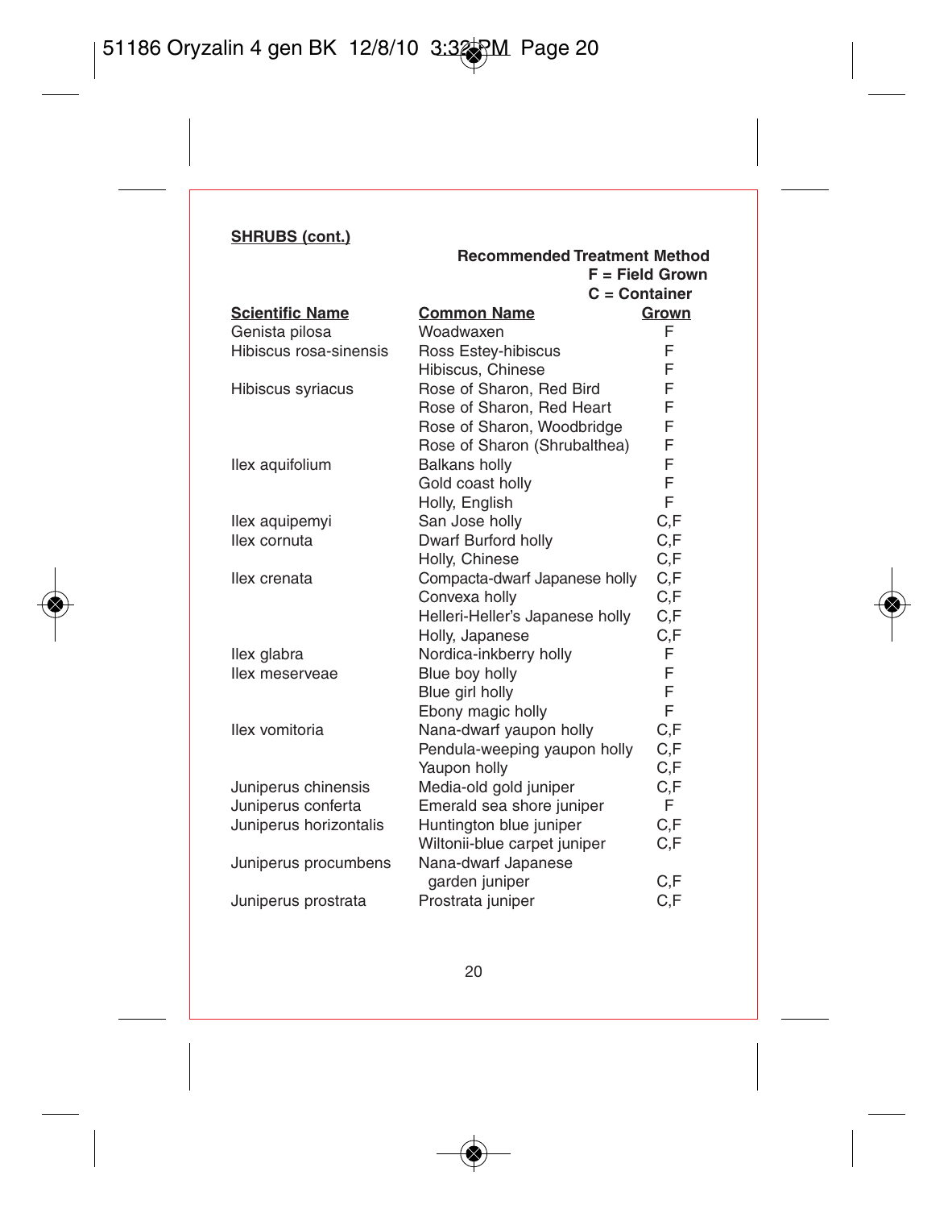**SHRUBS (cont.)**

| Scientific Name | Common Name | Recommended Treatment Method F = Field Grown C = Container Grown |
|---|---|---|
| Genista pilosa | Woadwaxen | F |
| Hibiscus rosa-sinensis | Ross Estey-hibiscus | F |
| | Hibiscus, Chinese | F |
| Hibiscus syriacus | Rose of Sharon, Red Bird | F |
| | Rose of Sharon, Red Heart | F |
| | Rose of Sharon, Woodbridge | F |
| | Rose of Sharon (Shrubalthea) | F |
| Ilex aquifolium | Balkans holly | F |
| | Gold coast holly | F |
| | Holly, English | F |
| Ilex aquipemyi | San Jose holly | C,F |
| Ilex cornuta | Dwarf Burford holly | C,F |
| | Holly, Chinese | C,F |
| Ilex crenata | Compacta-dwarf Japanese holly | C,F |
| | Convexa holly | C,F |
| | Helleri-Heller's Japanese holly | C,F |
| | Holly, Japanese | C,F |
| Ilex glabra | Nordica-inkberry holly | F |
| Ilex meserveae | Blue boy holly | F |
| | Blue girl holly | F |
| | Ebony magic holly | F |
| Ilex vomitoria | Nana-dwarf yaupon holly | C,F |
| | Pendula-weeping yaupon holly | C,F |
| | Yaupon holly | C,F |
| Juniperus chinensis | Media-old gold juniper | C,F |
| Juniperus conferta | Emerald sea shore juniper | F |
| Juniperus horizontalis | Huntington blue juniper | C,F |
| | Wiltonii-blue carpet juniper | C,F |
| Juniperus procumbens | Nana-dwarf Japanese garden juniper | C,F |
| Juniperus prostrata | Prostrata juniper | C,F |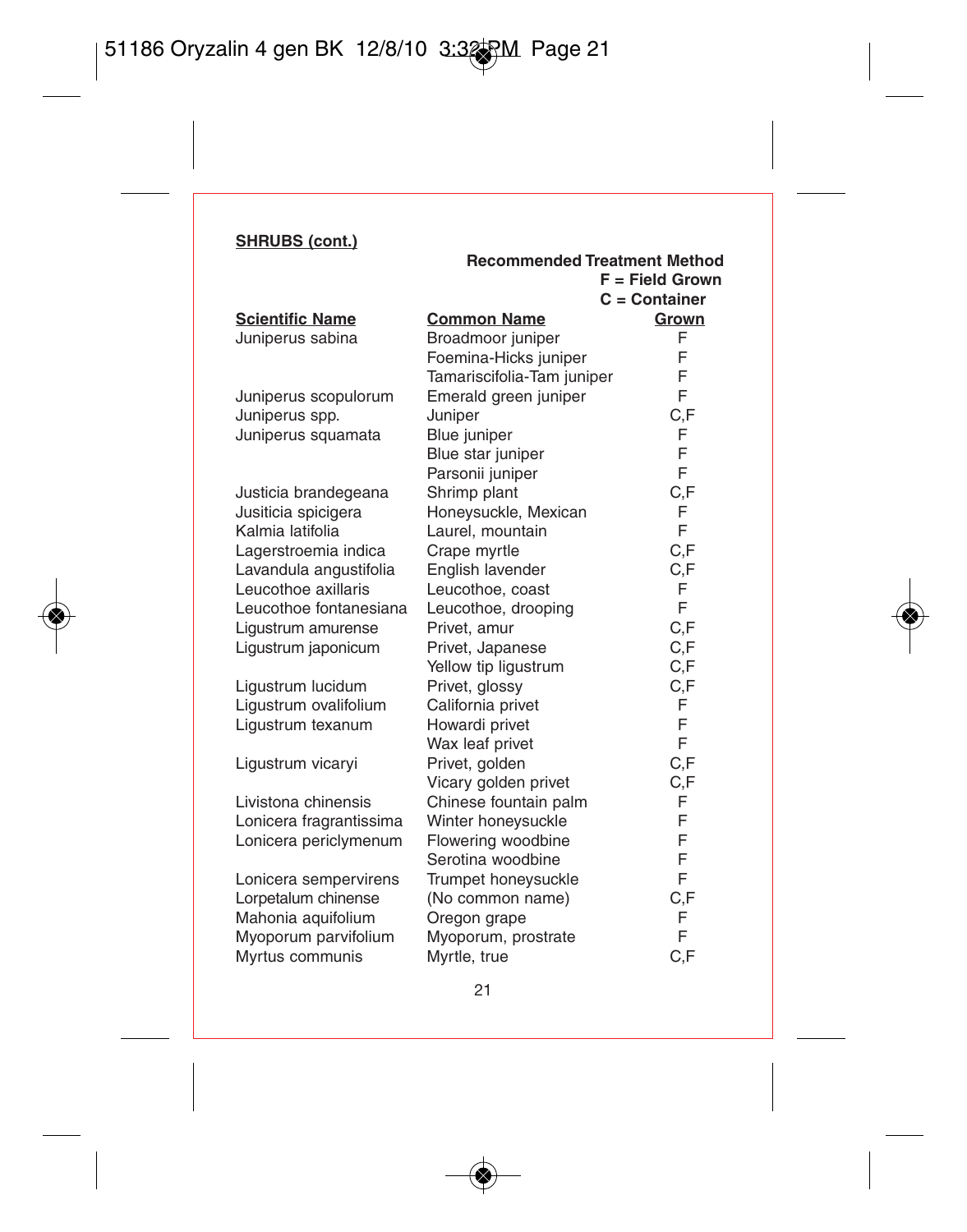**SHRUBS (cont.)**

| Scientific Name | Common Name | Recommended Treatment Method F = Field Grown C = Container Grown |
|---|---|---|
| Juniperus sabina | Broadmoor juniper | F |
| | Foemina-Hicks juniper | F |
| | Tamariscifolia-Tam juniper | F |
| Juniperus scopulorum | Emerald green juniper | F |
| Juniperus spp. | Juniper | C,F |
| Juniperus squamata | Blue juniper | F |
| | Blue star juniper | F |
| | Parsonii juniper | F |
| Justicia brandegeana | Shrimp plant | C,F |
| Jusiticia spicigera | Honeysuckle, Mexican | F |
| Kalmia latifolia | Laurel, mountain | F |
| Lagerstroemia indica | Crape myrtle | C,F |
| Lavandula angustifolia | English lavender | C,F |
| Leucothoe axillaris | Leucothoe, coast | F |
| Leucothoe fontanesiana | Leucothoe, drooping | F |
| Ligustrum amurense | Privet, amur | C,F |
| Ligustrum japonicum | Privet, Japanese | C,F |
| | Yellow tip ligustrum | C,F |
| Ligustrum lucidum | Privet, glossy | C,F |
| Ligustrum ovalifolium | California privet | F |
| Ligustrum texanum | Howardi privet | F |
| | Wax leaf privet | F |
| Ligustrum vicaryi | Privet, golden | C,F |
| | Vicary golden privet | C,F |
| Livistona chinensis | Chinese fountain palm | F |
| Lonicera fragrantissima | Winter honeysuckle | F |
| Lonicera periclymenum | Flowering woodbine | F |
| | Serotina woodbine | F |
| Lonicera sempervirens | Trumpet honeysuckle | F |
| Lorpetalum chinense | (No common name) | C,F |
| Mahonia aquifolium | Oregon grape | F |
| Myoporum parvifolium | Myoporum, prostrate | F |
| Myrtus communis | Myrtle, true | C,F |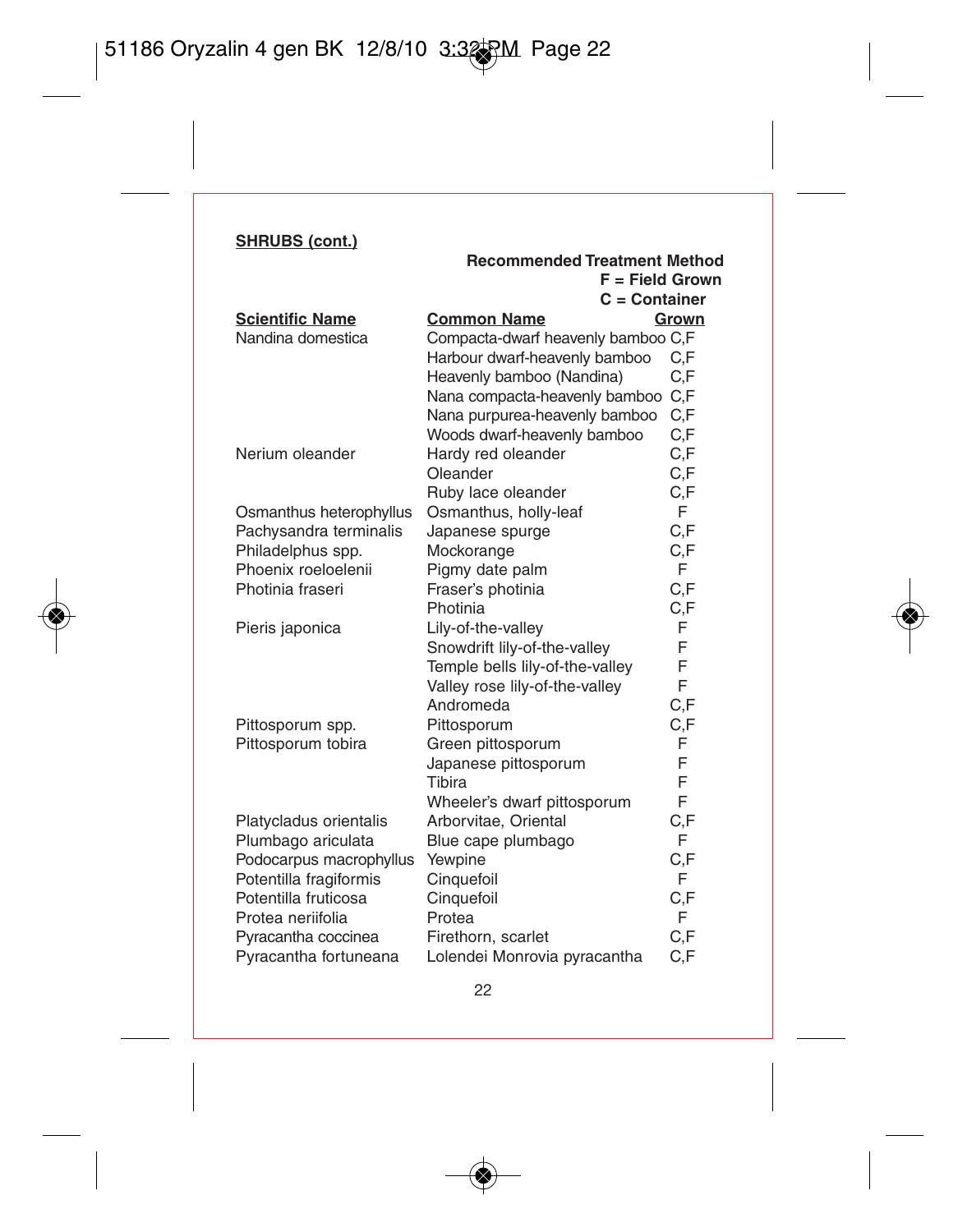**SHRUBS (cont.)**

| Scientific Name | Common Name | Recommended Treatment Method F = Field Grown C = Container Grown |
|---|---|---|
| Nandina domestica | Compacta-dwarf heavenly bamboo | C,F |
| | Harbour dwarf-heavenly bamboo | C,F |
| | Heavenly bamboo (Nandina) | C,F |
| | Nana compacta-heavenly bamboo | C,F |
| | Nana purpurea-heavenly bamboo | C,F |
| | Woods dwarf-heavenly bamboo | C,F |
| Nerium oleander | Hardy red oleander | C,F |
| | Oleander | C,F |
| | Ruby lace oleander | C,F |
| Osmanthus heterophyllus | Osmanthus, holly-leaf | F |
| Pachysandra terminalis | Japanese spurge | C,F |
| Philadelphus spp. | Mockorange | C,F |
| Phoenix roeloelenii | Pigmy date palm | F |
| Photinia fraseri | Fraser's photinia | C,F |
| | Photinia | C,F |
| Pieris japonica | Lily-of-the-valley | F |
| | Snowdrift lily-of-the-valley | F |
| | Temple bells lily-of-the-valley | F |
| | Valley rose lily-of-the-valley | F |
| | Andromeda | C,F |
| Pittosporum spp. | Pittosporum | C,F |
| Pittosporum tobira | Green pittosporum | F |
| | Japanese pittosporum | F |
| | Tibira | F |
| | Wheeler's dwarf pittosporum | F |
| Platycladus orientalis | Arborvitae, Oriental | C,F |
| Plumbago ariculata | Blue cape plumbago | F |
| Podocarpus macrophyllus | Yewpine | C,F |
| Potentilla fragiformis | Cinquefoil | F |
| Potentilla fruticosa | Cinquefoil | C,F |
| Protea neriifolia | Protea | F |
| Pyracantha coccinea | Firethorn, scarlet | C,F |
| Pyracantha fortuneana | Lolendei Monrovia pyracantha | C,F |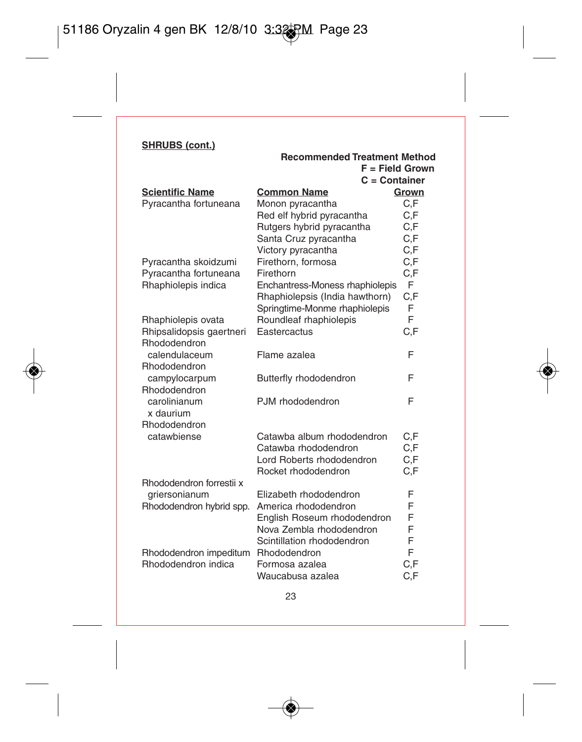**SHRUBS (cont.)**

| Scientific Name | Common Name | Recommended Treatment Method F = Field Grown C = Container Grown |
|---|---|---|
| Pyracantha fortuneana | Monon pyracantha | C,F |
| | Red elf hybrid pyracantha | C,F |
| | Rutgers hybrid pyracantha | C,F |
| | Santa Cruz pyracantha | C,F |
| | Victory pyracantha | C,F |
| Pyracantha skoidzumi | Firethorn, formosa | C,F |
| Pyracantha fortuneana | Firethorn | C,F |
| Rhaphiolepis indica | Enchantress-Moness rhaphiolepis | F |
| | Rhaphiolepsis (India hawthorn) | C,F |
| | Springtime-Monme rhaphiolepis | F |
| Rhaphiolepis ovata | Roundleaf rhaphiolepis | F |
| Rhipsalidopsis gaertneri | Eastercactus | C,F |
| Rhododendron calendulaceum | Flame azalea | F |
| Rhododendron campylocarpum | Butterfly rhododendron | F |
| Rhododendron carolinianum x daurium | PJM rhododendron | F |
| Rhododendron catawbiense | Catawba album rhododendron | C,F |
| | Catawba rhododendron | C,F |
| | Lord Roberts rhododendron | C,F |
| | Rocket rhododendron | C,F |
| Rhododendron forrestii x griersonianum | Elizabeth rhododendron | F |
| Rhododendron hybrid spp. | America rhododendron | F |
| | English Roseum rhododendron | F |
| | Nova Zembla rhododendron | F |
| | Scintillation rhododendron | F |
| Rhododendron impeditum | Rhododendron | F |
| Rhododendron indica | Formosa azalea | C,F |
| | Waucabusa azalea | C,F |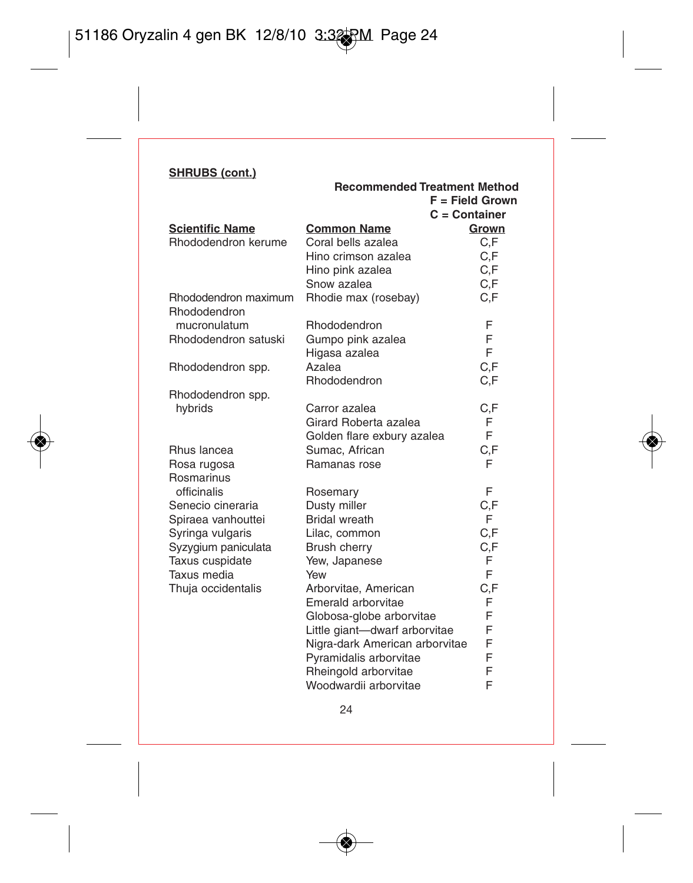**SHRUBS (cont.)**

| Scientific Name | Common Name | Recommended Treatment Method<br>F = Field Grown<br>C = Container Grown |
|---|---|---|
| Rhododendron kerume | Coral bells azalea | C,F |
| | Hino crimson azalea | C,F |
| | Hino pink azalea | C,F |
| | Snow azalea | C,F |
| Rhododendron maximum | Rhodie max (rosebay) | C,F |
| Rhododendron mucronulatum | Rhododendron | F |
| Rhododendron satuski | Gumpo pink azalea | F |
| | Higasa azalea | F |
| Rhododendron spp. | Azalea | C,F |
| | Rhododendron | C,F |
| Rhododendron spp. hybrids | Carror azalea | C,F |
| | Girard Roberta azalea | F |
| | Golden flare exbury azalea | F |
| Rhus lancea | Sumac, African | C,F |
| Rosa rugosa | Ramanas rose | F |
| Rosmarinus officinalis | Rosemary | F |
| Senecio cineraria | Dusty miller | C,F |
| Spiraea vanhouttei | Bridal wreath | F |
| Syringa vulgaris | Lilac, common | C,F |
| Syzygium paniculata | Brush cherry | C,F |
| Taxus cuspidate | Yew, Japanese | F |
| Taxus media | Yew | F |
| Thuja occidentalis | Arborvitae, American | C,F |
| | Emerald arborvitae | F |
| | Globosa-globe arborvitae | F |
| | Little giant—dwarf arborvitae | F |
| | Nigra-dark American arborvitae | F |
| | Pyramidalis arborvitae | F |
| | Rheingold arborvitae | F |
| | Woodwardii arborvitae | F |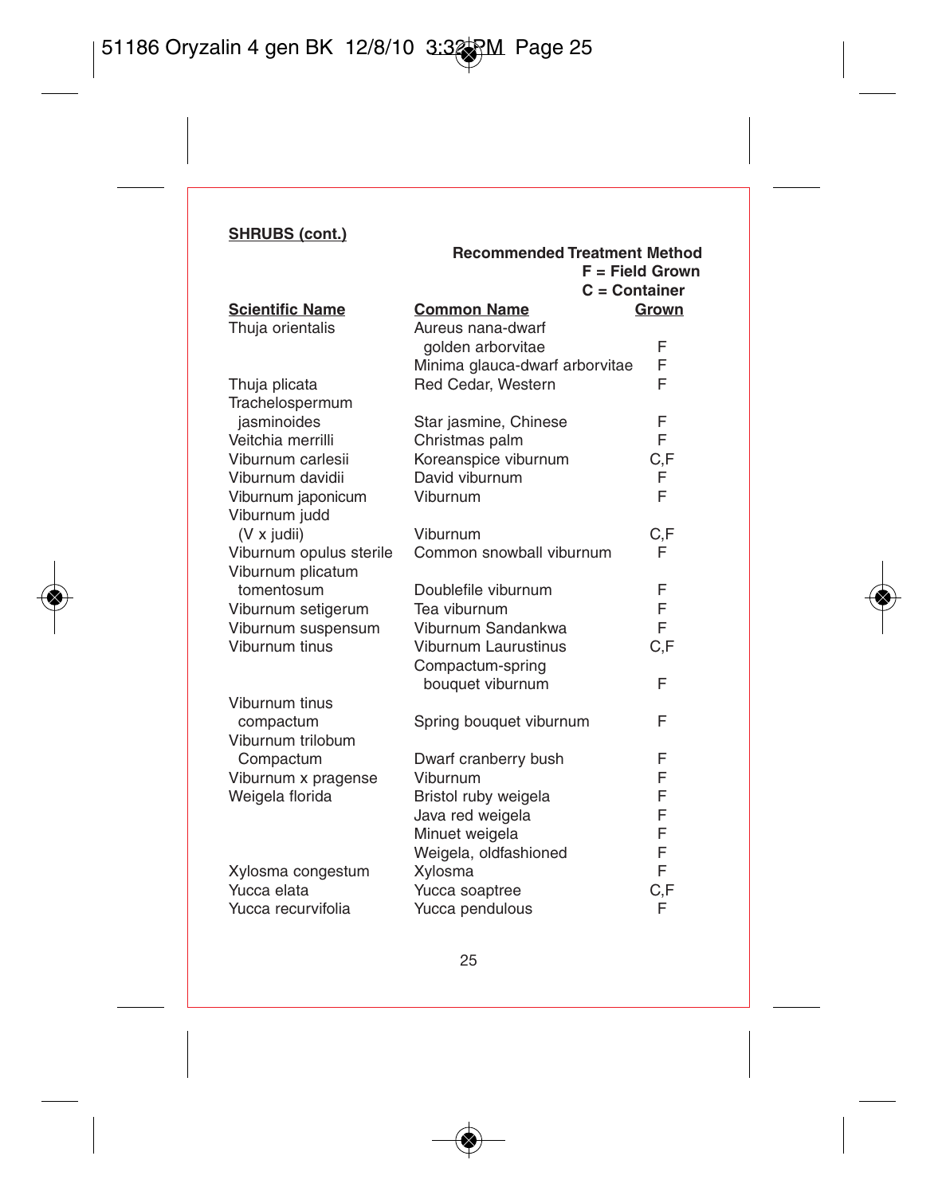**SHRUBS (cont.)**

| Scientific Name | Common Name | Recommended Treatment Method F = Field Grown C = Container Grown |
|---|---|---|
| Thuja orientalis | Aureus nana-dwarf golden arborvitae | F |
| | Minima glauca-dwarf arborvitae | F |
| Thuja plicata | Red Cedar, Western | F |
| Trachelospermum jasminoides | Star jasmine, Chinese | F |
| Veitchia merrilli | Christmas palm | F |
| Viburnum carlesii | Koreanspice viburnum | C,F |
| Viburnum davidii | David viburnum | F |
| Viburnum japonicum | Viburnum | F |
| Viburnum judd (V x judii) | Viburnum | C,F |
| Viburnum opulus sterile | Common snowball viburnum | F |
| Viburnum plicatum tomentosum | Doublefile viburnum | F |
| Viburnum setigerum | Tea viburnum | F |
| Viburnum suspensum | Viburnum Sandankwa | F |
| Viburnum tinus | Viburnum Laurustinus | C,F |
| | Compactum-spring bouquet viburnum | F |
| Viburnum tinus compactum | Spring bouquet viburnum | F |
| Viburnum trilobum Compactum | Dwarf cranberry bush | F |
| Viburnum x pragense | Viburnum | F |
| Weigela florida | Bristol ruby weigela | F |
| | Java red weigela | F |
| | Minuet weigela | F |
| | Weigela, oldfashioned | F |
| Xylosma congestum | Xylosma | F |
| Yucca elata | Yucca soaptree | C,F |
| Yucca recurvifolia | Yucca pendulous | F |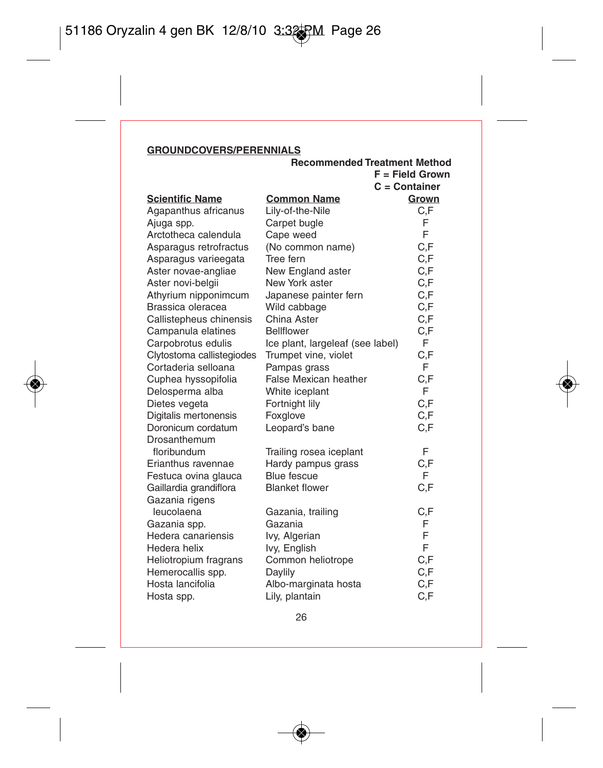## GROUNDCOVERS/PERENNIALS

| Scientific Name | Common Name | Recommended Treatment Method<br>F = Field Grown<br>C = Container Grown |
|---|---|---|
| Agapanthus africanus | Lily-of-the-Nile | C,F |
| Ajuga spp. | Carpet bugle | F |
| Arctotheca calendula | Cape weed | F |
| Asparagus retrofractus | (No common name) | C,F |
| Asparagus varieegata | Tree fern | C,F |
| Aster novae-angliae | New England aster | C,F |
| Aster novi-belgii | New York aster | C,F |
| Athyrium nipponimcum | Japanese painter fern | C,F |
| Brassica oleracea | Wild cabbage | C,F |
| Callistepheus chinensis | China Aster | C,F |
| Campanula elatines | Bellflower | C,F |
| Carpobrotus edulis | Ice plant, largeleaf (see label) | F |
| Clytostoma callistegiodes | Trumpet vine, violet | C,F |
| Cortaderia selloana | Pampas grass | F |
| Cuphea hyssopifolia | False Mexican heather | C,F |
| Delosperma alba | White iceplant | F |
| Dietes vegeta | Fortnight lily | C,F |
| Digitalis mertonensis | Foxglove | C,F |
| Doronicum cordatum | Leopard's bane | C,F |
| Drosanthemum floribundum | Trailing rosea iceplant | F |
| Erianthus ravennae | Hardy pampus grass | C,F |
| Festuca ovina glauca | Blue fescue | F |
| Gaillardia grandiflora | Blanket flower | C,F |
| Gazania rigens leucolaena | Gazania, trailing | C,F |
| Gazania spp. | Gazania | F |
| Hedera canariensis | Ivy, Algerian | F |
| Hedera helix | Ivy, English | F |
| Heliotropium fragrans | Common heliotrope | C,F |
| Hemerocallis spp. | Daylily | C,F |
| Hosta lancifolia | Albo-marginata hosta | C,F |
| Hosta spp. | Lily, plantain | C,F |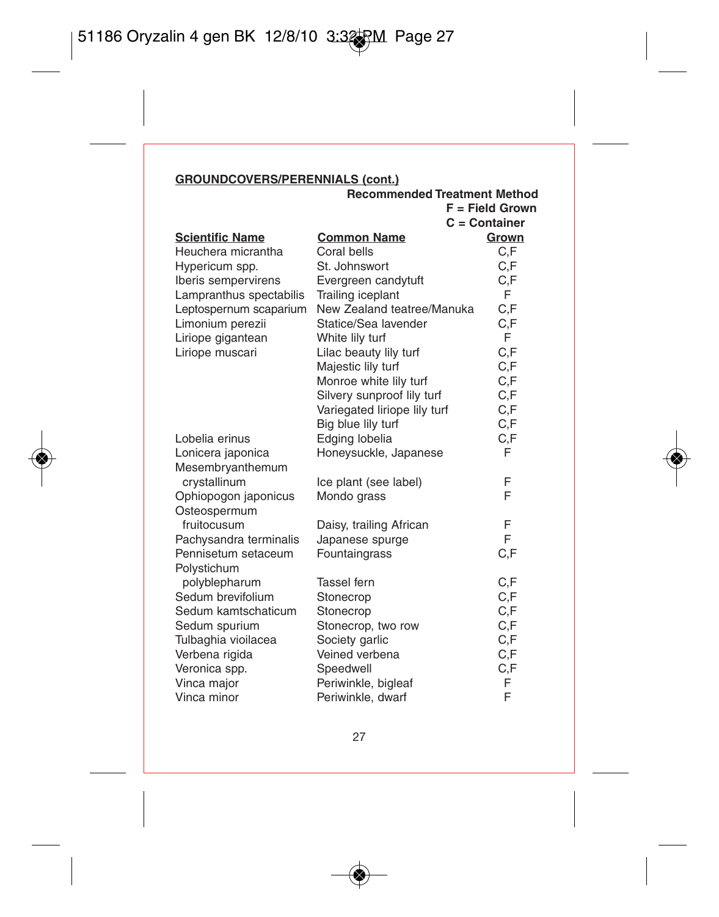**GROUNDCOVERS/PERENNIALS (cont.)**

| Scientific Name | Common Name | Recommended Treatment Method F = Field Grown C = Container Grown |
|---|---|---|
| Heuchera micrantha | Coral bells | C,F |
| Hypericum spp. | St. Johnswort | C,F |
| Iberis sempervirens | Evergreen candytuft | C,F |
| Lampranthus spectabilis | Trailing iceplant | F |
| Leptospernum scaparium | New Zealand teatree/Manuka | C,F |
| Limonium perezii | Statice/Sea lavender | C,F |
| Liriope gigantean | White lily turf | F |
| Liriope muscari | Lilac beauty lily turf | C,F |
| | Majestic lily turf | C,F |
| | Monroe white lily turf | C,F |
| | Silvery sunproof lily turf | C,F |
| | Variegated liriope lily turf | C,F |
| | Big blue lily turf | C,F |
| Lobelia erinus | Edging lobelia | C,F |
| Lonicera japonica | Honeysuckle, Japanese | F |
| Mesembryanthemum crystallinum | Ice plant (see label) | F |
| Ophiopogon japonicus | Mondo grass | F |
| Osteospermum fruitocusum | Daisy, trailing African | F |
| Pachysandra terminalis | Japanese spurge | F |
| Pennisetum setaceum | Fountaingrass | C,F |
| Polystichum polyblepharum | Tassel fern | C,F |
| Sedum brevifolium | Stonecrop | C,F |
| Sedum kamtschaticum | Stonecrop | C,F |
| Sedum spurium | Stonecrop, two row | C,F |
| Tulbaghia vioilacea | Society garlic | C,F |
| Verbena rigida | Veined verbena | C,F |
| Veronica spp. | Speedwell | C,F |
| Vinca major | Periwinkle, bigleaf | F |
| Vinca minor | Periwinkle, dwarf | F |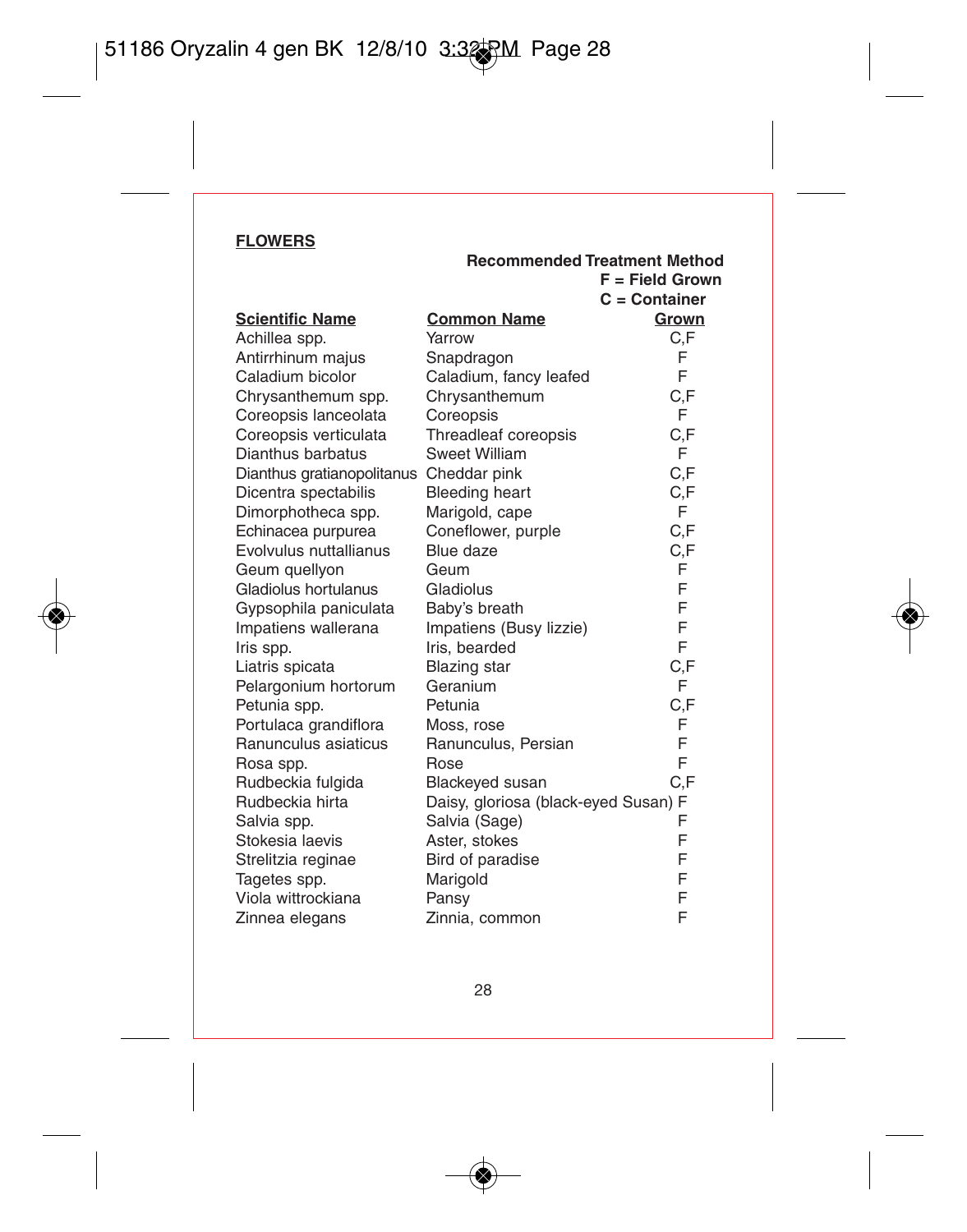## FLOWERS

| Scientific Name | Common Name | Recommended Treatment Method F = Field Grown C = Container Grown |
|---|---|---|
| Achillea spp. | Yarrow | C,F |
| Antirrhinum majus | Snapdragon | F |
| Caladium bicolor | Caladium, fancy leafed | F |
| Chrysanthemum spp. | Chrysanthemum | C,F |
| Coreopsis lanceolata | Coreopsis | F |
| Coreopsis verticulata | Threadleaf coreopsis | C,F |
| Dianthus barbatus | Sweet William | F |
| Dianthus gratianopolitanus | Cheddar pink | C,F |
| Dicentra spectabilis | Bleeding heart | C,F |
| Dimorphotheca spp. | Marigold, cape | F |
| Echinacea purpurea | Coneflower, purple | C,F |
| Evolvulus nuttallianus | Blue daze | C,F |
| Geum quellyon | Geum | F |
| Gladiolus hortulanus | Gladiolus | F |
| Gypsophila paniculata | Baby's breath | F |
| Impatiens wallerana | Impatiens (Busy lizzie) | F |
| Iris spp. | Iris, bearded | F |
| Liatris spicata | Blazing star | C,F |
| Pelargonium hortorum | Geranium | F |
| Petunia spp. | Petunia | C,F |
| Portulaca grandiflora | Moss, rose | F |
| Ranunculus asiaticus | Ranunculus, Persian | F |
| Rosa spp. | Rose | F |
| Rudbeckia fulgida | Blackeyed susan | C,F |
| Rudbeckia hirta | Daisy, gloriosa (black-eyed Susan) | F |
| Salvia spp. | Salvia (Sage) | F |
| Stokesia laevis | Aster, stokes | F |
| Strelitzia reginae | Bird of paradise | F |
| Tagetes spp. | Marigold | F |
| Viola wittrockiana | Pansy | F |
| Zinnea elegans | Zinnia, common | F |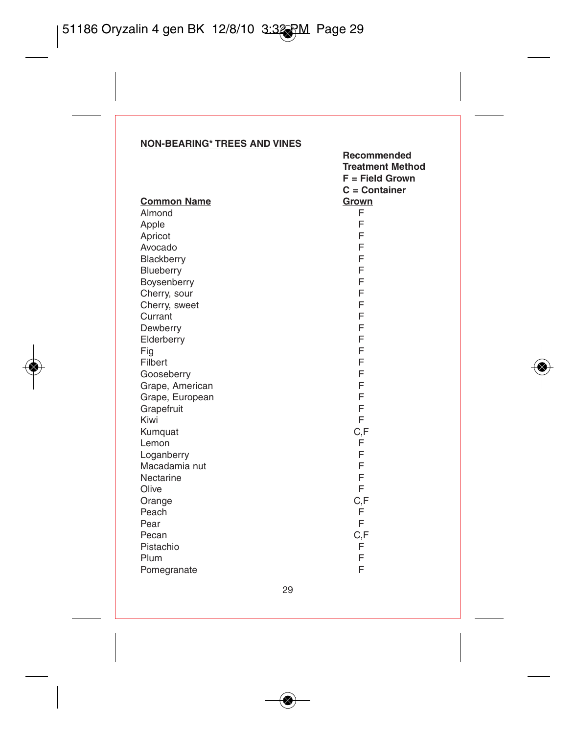**NON-BEARING* TREES AND VINES**

| **Common Name** | **Recommended Treatment Method F = Field Grown C = Container Grown** |
|---|---|
| Almond | F |
| Apple | F |
| Apricot | F |
| Avocado | F |
| Blackberry | F |
| Blueberry | F |
| Boysenberry | F |
| Cherry, sour | F |
| Cherry, sweet | F |
| Currant | F |
| Dewberry | F |
| Elderberry | F |
| Fig | F |
| Filbert | F |
| Gooseberry | F |
| Grape, American | F |
| Grape, European | F |
| Grapefruit | F |
| Kiwi | F |
| Kumquat | C,F |
| Lemon | F |
| Loganberry | F |
| Macadamia nut | F |
| Nectarine | F |
| Olive | F |
| Orange | C,F |
| Peach | F |
| Pear | F |
| Pecan | C,F |
| Pistachio | F |
| Plum | F |
| Pomegranate | F |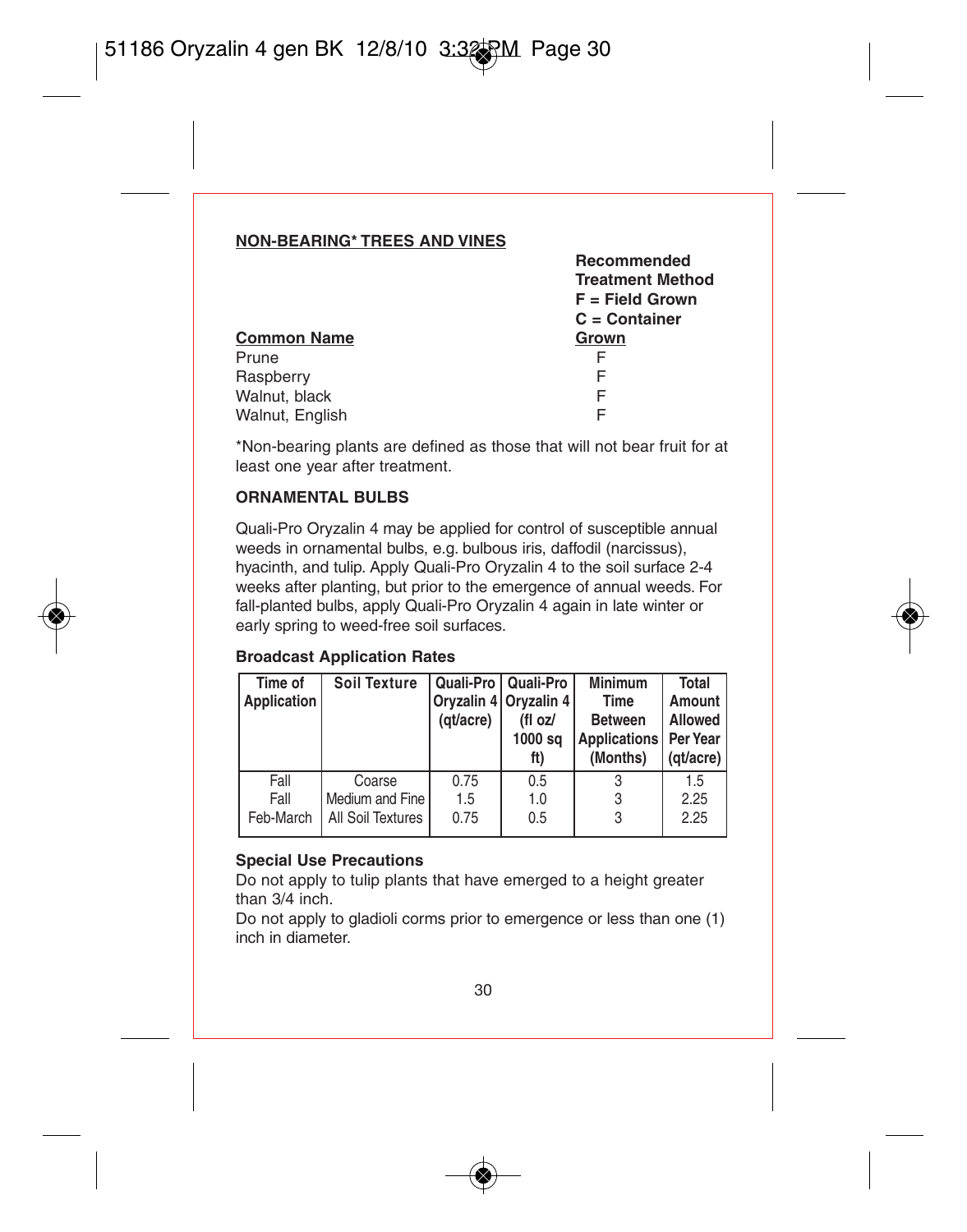**NON-BEARING* TREES AND VINES**

| Common Name | Recommended Treatment Method F = Field Grown C = Container Grown |
|---|---|
| Prune | F |
| Raspberry | F |
| Walnut, black | F |
| Walnut, English | F |

*Non-bearing plants are defined as those that will not bear fruit for at least one year after treatment.

**ORNAMENTAL BULBS**

Quali-Pro Oryzalin 4 may be applied for control of susceptible annual weeds in ornamental bulbs, e.g. bulbous iris, daffodil (narcissus), hyacinth, and tulip. Apply Quali-Pro Oryzalin 4 to the soil surface 2-4 weeks after planting, but prior to the emergence of annual weeds. For fall-planted bulbs, apply Quali-Pro Oryzalin 4 again in late winter or early spring to weed-free soil surfaces.

**Broadcast Application Rates**

| Time of Application | Soil Texture | Quali-Pro Oryzalin 4 (qt/acre) | Quali-Pro Oryzalin 4 (fl oz/ 1000 sq ft) | Minimum Time Between Applications (Months) | Total Amount Allowed Per Year (qt/acre) |
|---|---|---|---|---|---|
| Fall | Coarse | 0.75 | 0.5 | 3 | 1.5 |
| Fall | Medium and Fine | 1.5 | 1.0 | 3 | 2.25 |
| Feb-March | All Soil Textures | 0.75 | 0.5 | 3 | 2.25 |

**Special Use Precautions**

Do not apply to tulip plants that have emerged to a height greater than 3/4 inch.

Do not apply to gladioli corms prior to emergence or less than one (1) inch in diameter.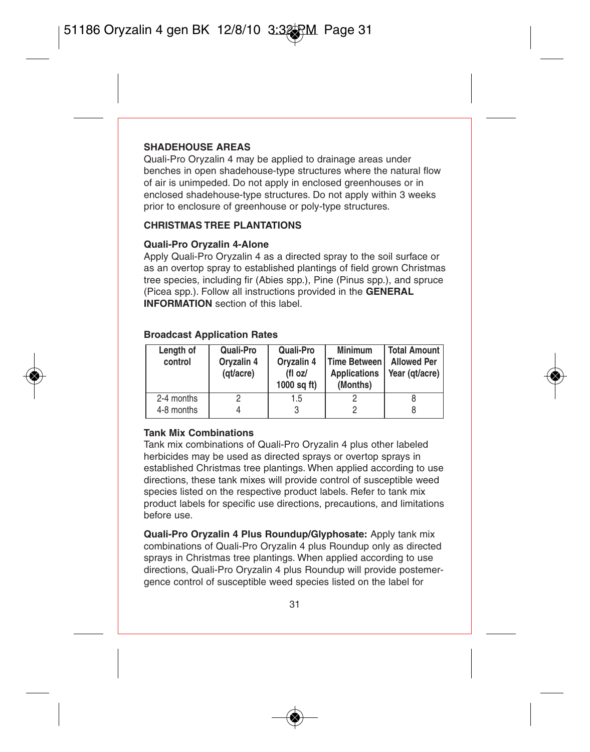### SHADEHOUSE AREAS

Quali-Pro Oryzalin 4 may be applied to drainage areas under benches in open shadehouse-type structures where the natural flow of air is unimpeded. Do not apply in enclosed greenhouses or in enclosed shadehouse-type structures. Do not apply within 3 weeks prior to enclosure of greenhouse or poly-type structures.

### CHRISTMAS TREE PLANTATIONS

**Quali-Pro Oryzalin 4-Alone**

Apply Quali-Pro Oryzalin 4 as a directed spray to the soil surface or as an overtop spray to established plantings of field grown Christmas tree species, including fir (Abies spp.), Pine (Pinus spp.), and spruce (Picea spp.). Follow all instructions provided in the **GENERAL INFORMATION** section of this label.

**Broadcast Application Rates**

| Length of control | Quali-Pro Oryzalin 4 (qt/acre) | Quali-Pro Oryzalin 4 (fl oz/ 1000 sq ft) | Minimum Time Between Applications (Months) | Total Amount Allowed Per Year (qt/acre) |
|---|---|---|---|---|
| 2-4 months | 2 | 1.5 | 2 | 8 |
| 4-8 months | 4 | 3 | 2 | 8 |

**Tank Mix Combinations**

Tank mix combinations of Quali-Pro Oryzalin 4 plus other labeled herbicides may be used as directed sprays or overtop sprays in established Christmas tree plantings. When applied according to use directions, these tank mixes will provide control of susceptible weed species listed on the respective product labels. Refer to tank mix product labels for specific use directions, precautions, and limitations before use.

**Quali-Pro Oryzalin 4 Plus Roundup/Glyphosate:** Apply tank mix combinations of Quali-Pro Oryzalin 4 plus Roundup only as directed sprays in Christmas tree plantings. When applied according to use directions, Quali-Pro Oryzalin 4 plus Roundup will provide postemergence control of susceptible weed species listed on the label for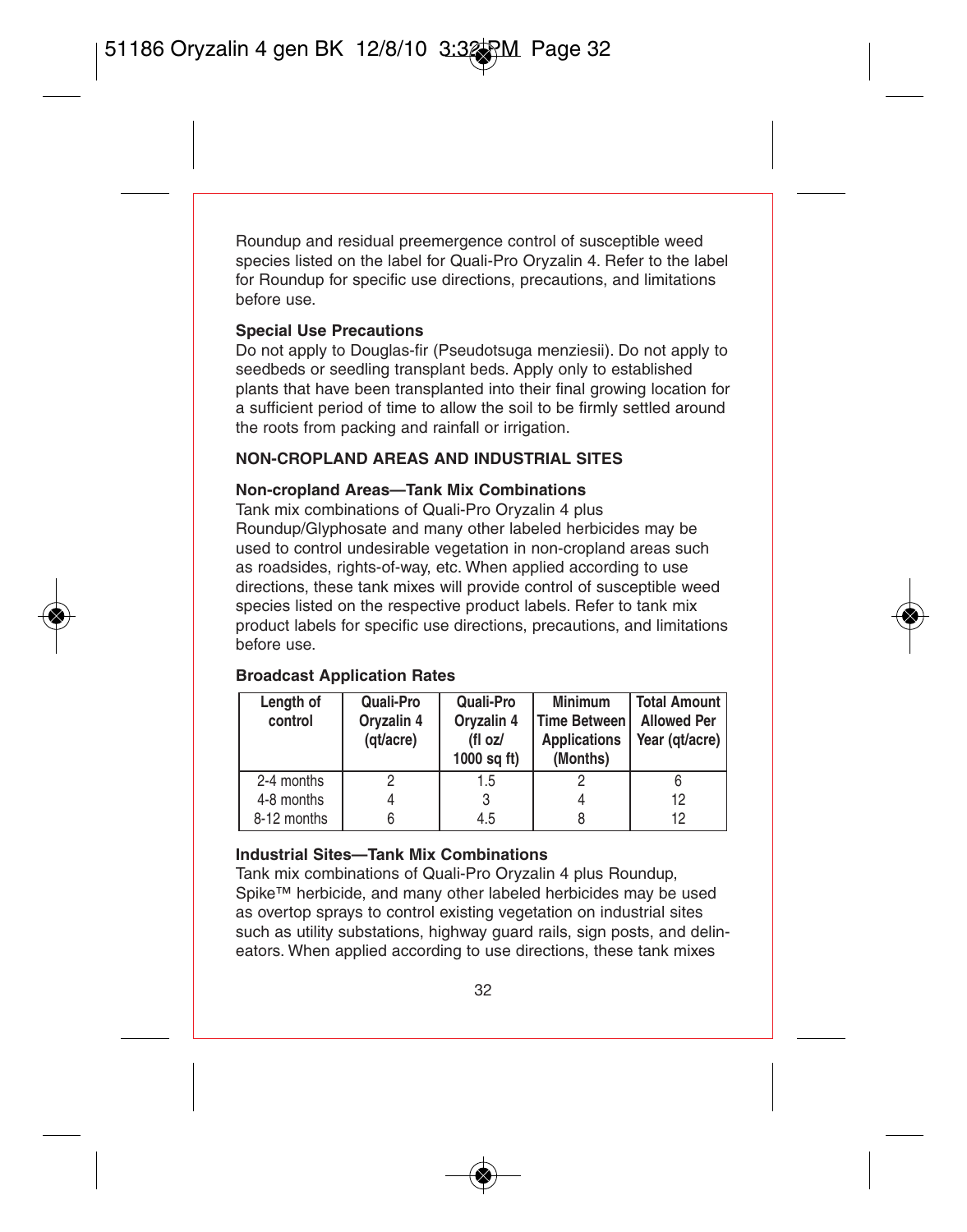Roundup and residual preemergence control of susceptible weed species listed on the label for Quali-Pro Oryzalin 4. Refer to the label for Roundup for specific use directions, precautions, and limitations before use.

**Special Use Precautions**

Do not apply to Douglas-fir (Pseudotsuga menziesii). Do not apply to seedbeds or seedling transplant beds. Apply only to established plants that have been transplanted into their final growing location for a sufficient period of time to allow the soil to be firmly settled around the roots from packing and rainfall or irrigation.

## NON-CROPLAND AREAS AND INDUSTRIAL SITES

**Non-cropland Areas—Tank Mix Combinations**

Tank mix combinations of Quali-Pro Oryzalin 4 plus Roundup/Glyphosate and many other labeled herbicides may be used to control undesirable vegetation in non-cropland areas such as roadsides, rights-of-way, etc. When applied according to use directions, these tank mixes will provide control of susceptible weed species listed on the respective product labels. Refer to tank mix product labels for specific use directions, precautions, and limitations before use.

**Broadcast Application Rates**

| Length of control | Quali-Pro Oryzalin 4 (qt/acre) | Quali-Pro Oryzalin 4 (fl oz/ 1000 sq ft) | Minimum Time Between Applications (Months) | Total Amount Allowed Per Year (qt/acre) |
|---|---|---|---|---|
| 2-4 months | 2 | 1.5 | 2 | 6 |
| 4-8 months | 4 | 3 | 4 | 12 |
| 8-12 months | 6 | 4.5 | 8 | 12 |

**Industrial Sites—Tank Mix Combinations**

Tank mix combinations of Quali-Pro Oryzalin 4 plus Roundup, Spike™ herbicide, and many other labeled herbicides may be used as overtop sprays to control existing vegetation on industrial sites such as utility substations, highway guard rails, sign posts, and delineators. When applied according to use directions, these tank mixes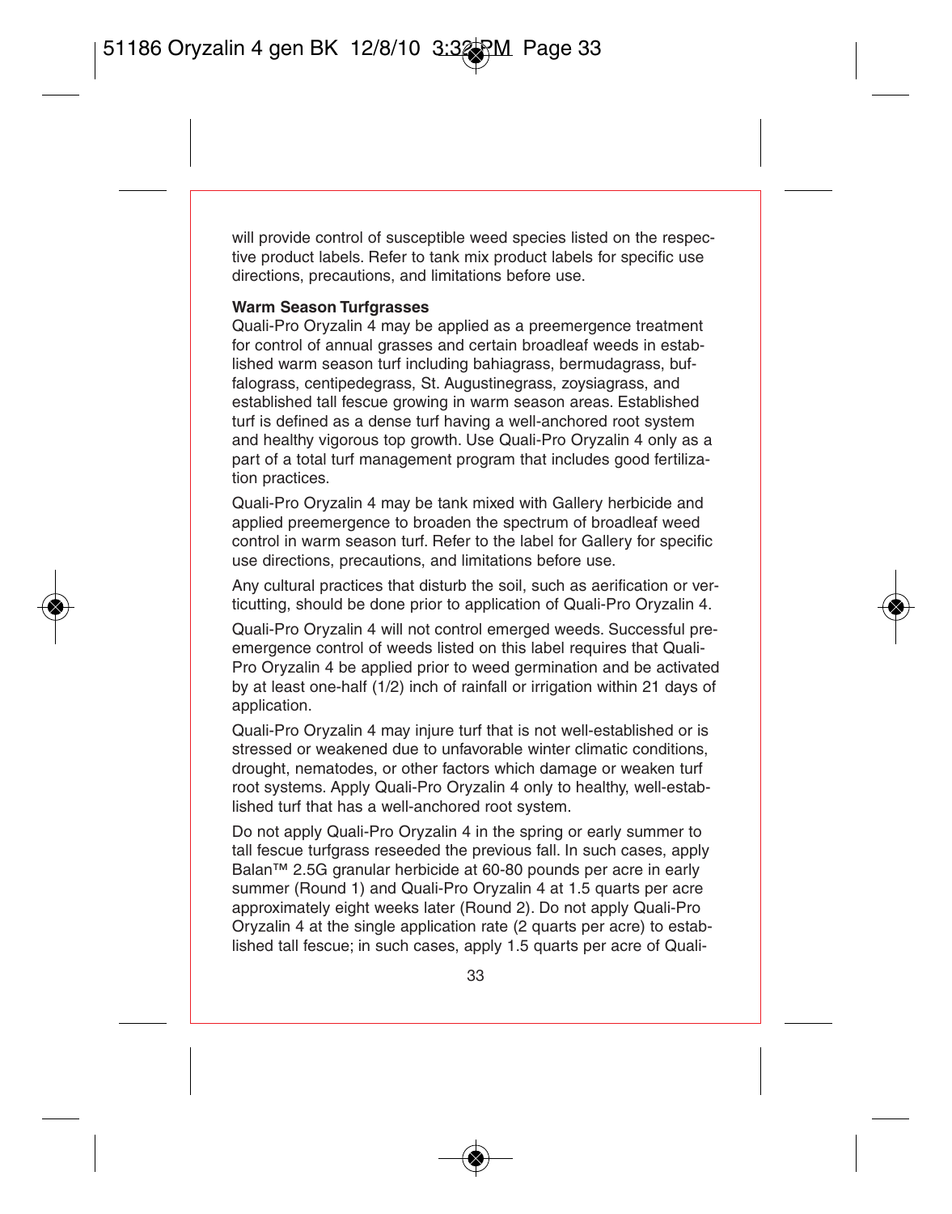will provide control of susceptible weed species listed on the respective product labels. Refer to tank mix product labels for specific use directions, precautions, and limitations before use.

**Warm Season Turfgrasses**

Quali-Pro Oryzalin 4 may be applied as a preemergence treatment for control of annual grasses and certain broadleaf weeds in established warm season turf including bahiagrass, bermudagrass, buffalograss, centipedegrass, St. Augustinegrass, zoysiagrass, and established tall fescue growing in warm season areas. Established turf is defined as a dense turf having a well-anchored root system and healthy vigorous top growth. Use Quali-Pro Oryzalin 4 only as a part of a total turf management program that includes good fertilization practices.

Quali-Pro Oryzalin 4 may be tank mixed with Gallery herbicide and applied preemergence to broaden the spectrum of broadleaf weed control in warm season turf. Refer to the label for Gallery for specific use directions, precautions, and limitations before use.

Any cultural practices that disturb the soil, such as aerification or verticutting, should be done prior to application of Quali-Pro Oryzalin 4.

Quali-Pro Oryzalin 4 will not control emerged weeds. Successful preemergence control of weeds listed on this label requires that Quali-Pro Oryzalin 4 be applied prior to weed germination and be activated by at least one-half (1/2) inch of rainfall or irrigation within 21 days of application.

Quali-Pro Oryzalin 4 may injure turf that is not well-established or is stressed or weakened due to unfavorable winter climatic conditions, drought, nematodes, or other factors which damage or weaken turf root systems. Apply Quali-Pro Oryzalin 4 only to healthy, well-established turf that has a well-anchored root system.

Do not apply Quali-Pro Oryzalin 4 in the spring or early summer to tall fescue turfgrass reseeded the previous fall. In such cases, apply Balan™ 2.5G granular herbicide at 60-80 pounds per acre in early summer (Round 1) and Quali-Pro Oryzalin 4 at 1.5 quarts per acre approximately eight weeks later (Round 2). Do not apply Quali-Pro Oryzalin 4 at the single application rate (2 quarts per acre) to established tall fescue; in such cases, apply 1.5 quarts per acre of Quali-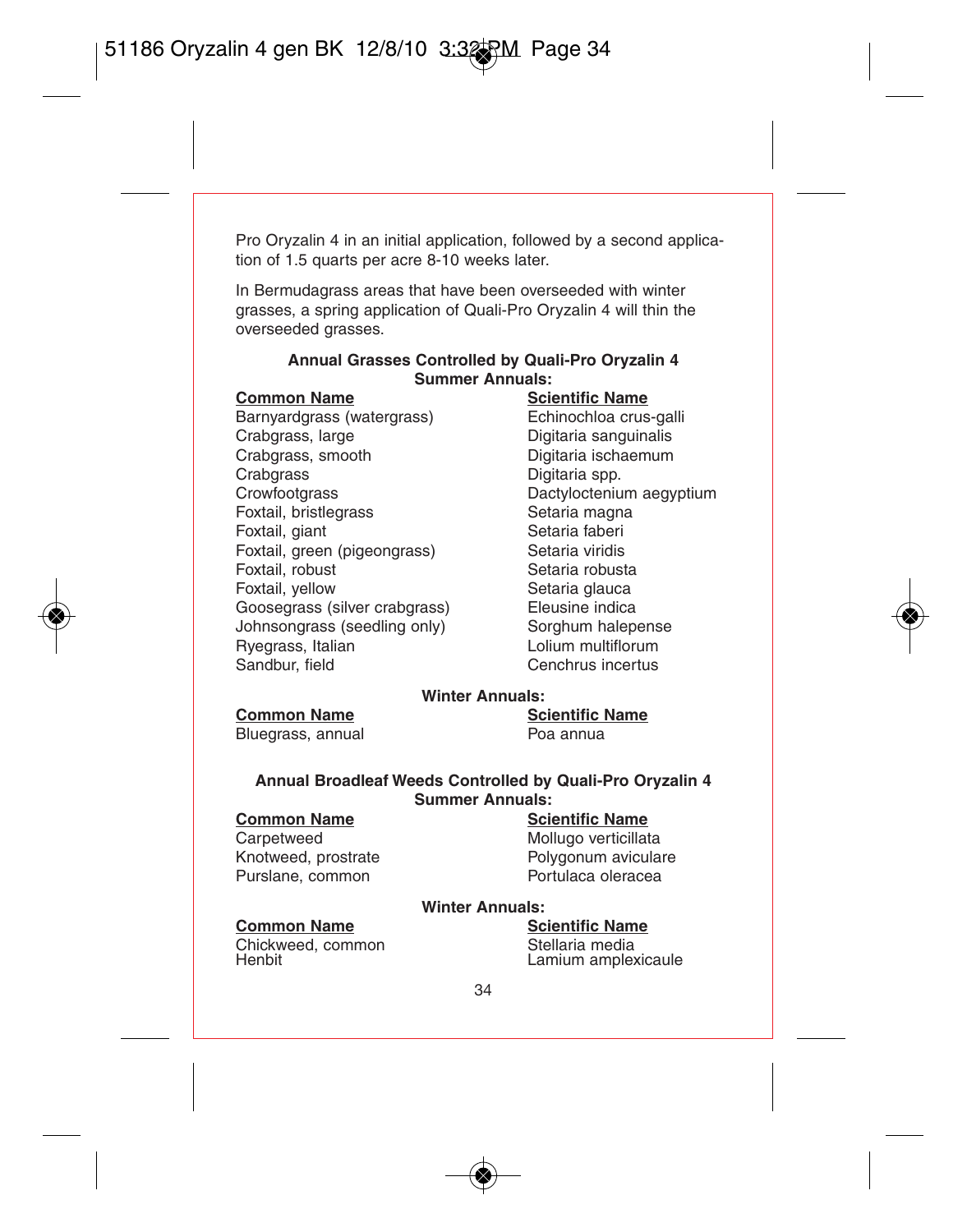Pro Oryzalin 4 in an initial application, followed by a second application of 1.5 quarts per acre 8-10 weeks later.

In Bermudagrass areas that have been overseeded with winter grasses, a spring application of Quali-Pro Oryzalin 4 will thin the overseeded grasses.

### Annual Grasses Controlled by Quali-Pro Oryzalin 4

**Summer Annuals:**

| Common Name | Scientific Name |
|---|---|
| Barnyardgrass (watergrass) | Echinochloa crus-galli |
| Crabgrass, large | Digitaria sanguinalis |
| Crabgrass, smooth | Digitaria ischaemum |
| Crabgrass | Digitaria spp. |
| Crowfootgrass | Dactyloctenium aegyptium |
| Foxtail, bristlegrass | Setaria magna |
| Foxtail, giant | Setaria faberi |
| Foxtail, green (pigeongrass) | Setaria viridis |
| Foxtail, robust | Setaria robusta |
| Foxtail, yellow | Setaria glauca |
| Goosegrass (silver crabgrass) | Eleusine indica |
| Johnsongrass (seedling only) | Sorghum halepense |
| Ryegrass, Italian | Lolium multiflorum |
| Sandbur, field | Cenchrus incertus |

**Winter Annuals:**

| Common Name | Scientific Name |
|---|---|
| Bluegrass, annual | Poa annua |

### Annual Broadleaf Weeds Controlled by Quali-Pro Oryzalin 4

**Summer Annuals:**

| Common Name | Scientific Name |
|---|---|
| Carpetweed | Mollugo verticillata |
| Knotweed, prostrate | Polygonum aviculare |
| Purslane, common | Portulaca oleracea |

**Winter Annuals:**

| Common Name | Scientific Name |
|---|---|
| Chickweed, common | Stellaria media |
| Henbit | Lamium amplexicaule |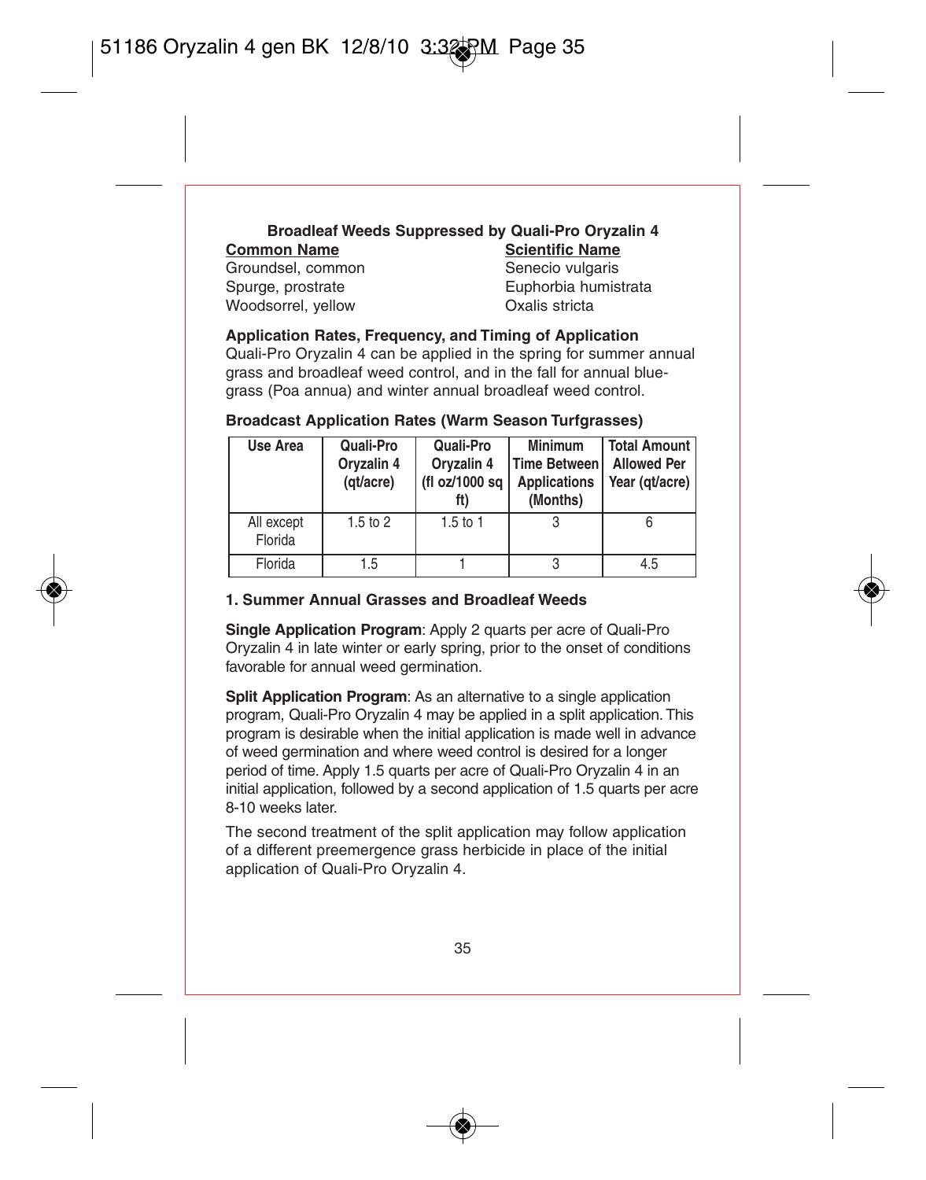**Broadleaf Weeds Suppressed by Quali-Pro Oryzalin 4**

| Common Name | Scientific Name |
|---|---|
| Groundsel, common | Senecio vulgaris |
| Spurge, prostrate | Euphorbia humistrata |
| Woodsorrel, yellow | Oxalis stricta |

**Application Rates, Frequency, and Timing of Application**

Quali-Pro Oryzalin 4 can be applied in the spring for summer annual grass and broadleaf weed control, and in the fall for annual bluegrass (Poa annua) and winter annual broadleaf weed control.

**Broadcast Application Rates (Warm Season Turfgrasses)**

| Use Area | Quali-Pro Oryzalin 4 (qt/acre) | Quali-Pro Oryzalin 4 (fl oz/1000 sq ft) | Minimum Time Between Applications (Months) | Total Amount Allowed Per Year (qt/acre) |
|---|---|---|---|---|
| All except Florida | 1.5 to 2 | 1.5 to 1 | 3 | 6 |
| Florida | 1.5 | 1 | 3 | 4.5 |

**1. Summer Annual Grasses and Broadleaf Weeds**

**Single Application Program**: Apply 2 quarts per acre of Quali-Pro Oryzalin 4 in late winter or early spring, prior to the onset of conditions favorable for annual weed germination.

**Split Application Program**: As an alternative to a single application program, Quali-Pro Oryzalin 4 may be applied in a split application. This program is desirable when the initial application is made well in advance of weed germination and where weed control is desired for a longer period of time. Apply 1.5 quarts per acre of Quali-Pro Oryzalin 4 in an initial application, followed by a second application of 1.5 quarts per acre 8-10 weeks later.

The second treatment of the split application may follow application of a different preemergence grass herbicide in place of the initial application of Quali-Pro Oryzalin 4.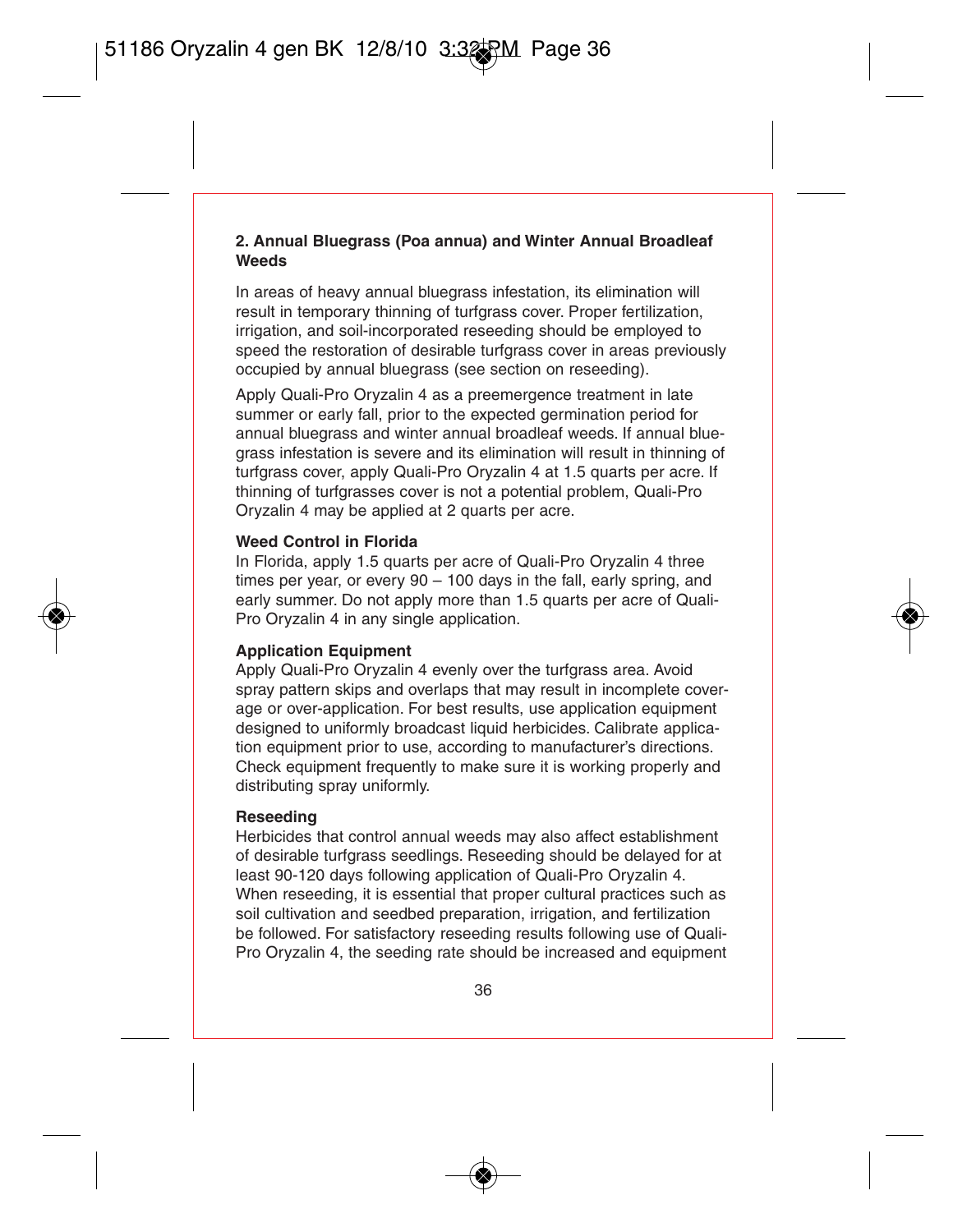**2. Annual Bluegrass (Poa annua) and Winter Annual Broadleaf Weeds**

In areas of heavy annual bluegrass infestation, its elimination will result in temporary thinning of turfgrass cover. Proper fertilization, irrigation, and soil-incorporated reseeding should be employed to speed the restoration of desirable turfgrass cover in areas previously occupied by annual bluegrass (see section on reseeding).

Apply Quali-Pro Oryzalin 4 as a preemergence treatment in late summer or early fall, prior to the expected germination period for annual bluegrass and winter annual broadleaf weeds. If annual bluegrass infestation is severe and its elimination will result in thinning of turfgrass cover, apply Quali-Pro Oryzalin 4 at 1.5 quarts per acre. If thinning of turfgrasses cover is not a potential problem, Quali-Pro Oryzalin 4 may be applied at 2 quarts per acre.

**Weed Control in Florida**

In Florida, apply 1.5 quarts per acre of Quali-Pro Oryzalin 4 three times per year, or every 90 – 100 days in the fall, early spring, and early summer. Do not apply more than 1.5 quarts per acre of Quali-Pro Oryzalin 4 in any single application.

**Application Equipment**

Apply Quali-Pro Oryzalin 4 evenly over the turfgrass area. Avoid spray pattern skips and overlaps that may result in incomplete coverage or over-application. For best results, use application equipment designed to uniformly broadcast liquid herbicides. Calibrate application equipment prior to use, according to manufacturer's directions. Check equipment frequently to make sure it is working properly and distributing spray uniformly.

**Reseeding**

Herbicides that control annual weeds may also affect establishment of desirable turfgrass seedlings. Reseeding should be delayed for at least 90-120 days following application of Quali-Pro Oryzalin 4. When reseeding, it is essential that proper cultural practices such as soil cultivation and seedbed preparation, irrigation, and fertilization be followed. For satisfactory reseeding results following use of Quali-Pro Oryzalin 4, the seeding rate should be increased and equipment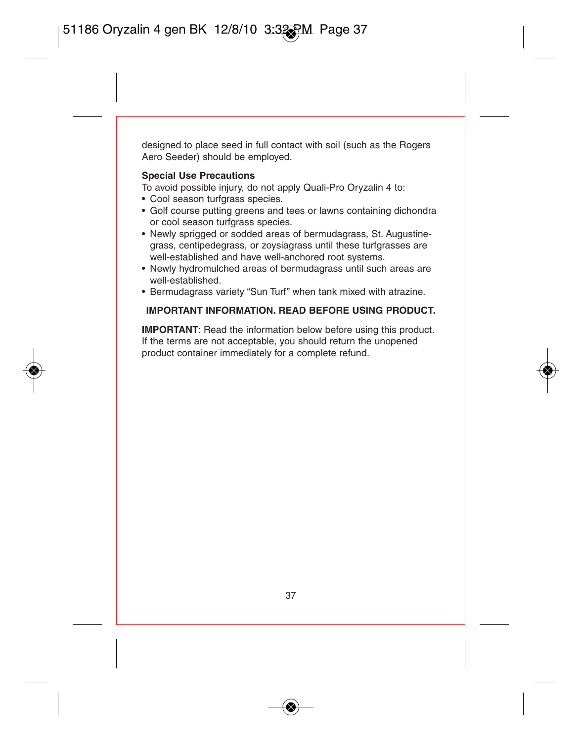designed to place seed in full contact with soil (such as the Rogers Aero Seeder) should be employed.

**Special Use Precautions**

To avoid possible injury, do not apply Quali-Pro Oryzalin 4 to:

- Cool season turfgrass species.
- Golf course putting greens and tees or lawns containing dichondra or cool season turfgrass species.
- Newly sprigged or sodded areas of bermudagrass, St. Augustinegrass, centipedegrass, or zoysiagrass until these turfgrasses are well-established and have well-anchored root systems.
- Newly hydromulched areas of bermudagrass until such areas are well-established.
- Bermudagrass variety "Sun Turf" when tank mixed with atrazine.

**IMPORTANT INFORMATION. READ BEFORE USING PRODUCT.**

**IMPORTANT**: Read the information below before using this product. If the terms are not acceptable, you should return the unopened product container immediately for a complete refund.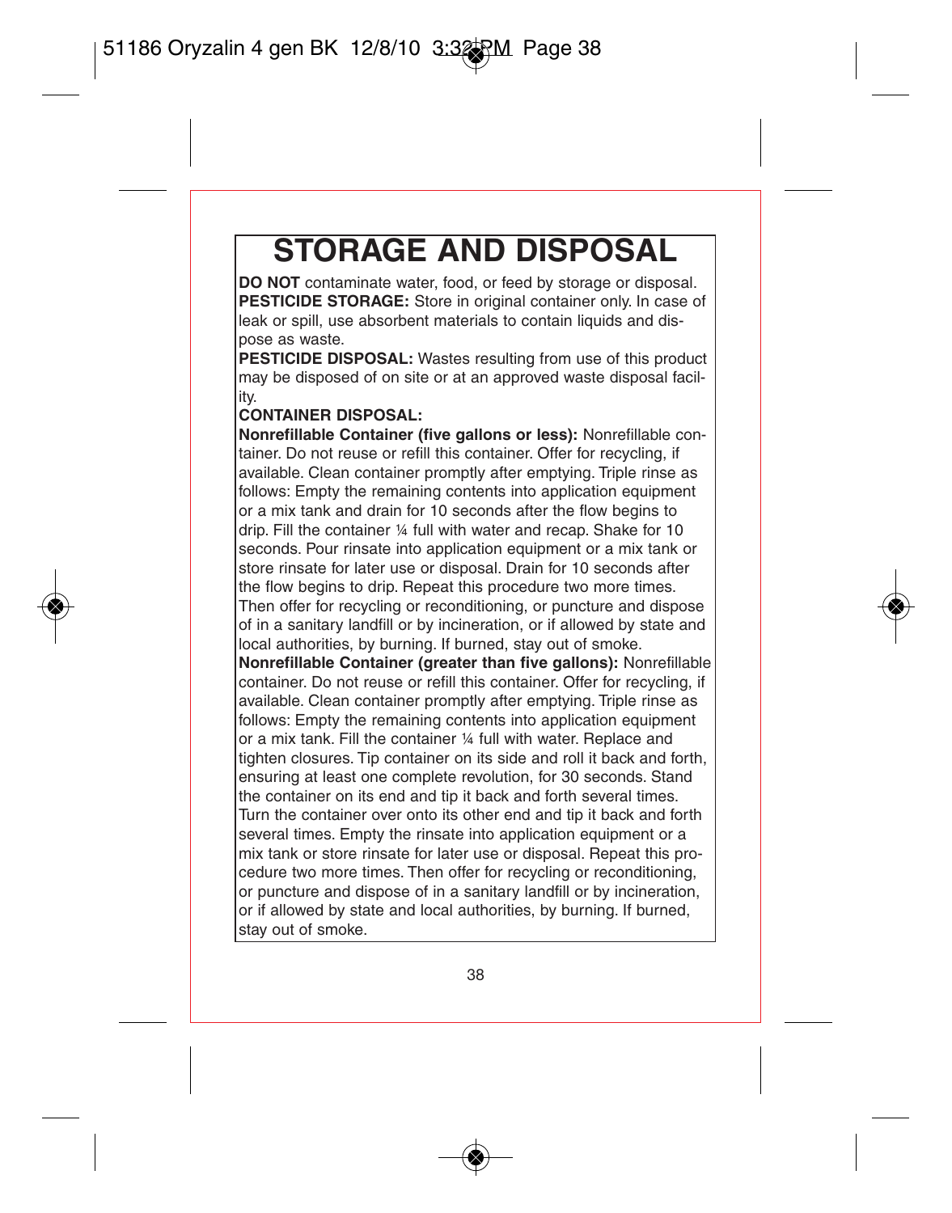# STORAGE AND DISPOSAL

**DO NOT** contaminate water, food, or feed by storage or disposal.

**PESTICIDE STORAGE:** Store in original container only. In case of leak or spill, use absorbent materials to contain liquids and dispose as waste.

**PESTICIDE DISPOSAL:** Wastes resulting from use of this product may be disposed of on site or at an approved waste disposal facility.

**CONTAINER DISPOSAL:**

**Nonrefillable Container (five gallons or less):** Nonrefillable container. Do not reuse or refill this container. Offer for recycling, if available. Clean container promptly after emptying. Triple rinse as follows: Empty the remaining contents into application equipment or a mix tank and drain for 10 seconds after the flow begins to drip. Fill the container ¼ full with water and recap. Shake for 10 seconds. Pour rinsate into application equipment or a mix tank or store rinsate for later use or disposal. Drain for 10 seconds after the flow begins to drip. Repeat this procedure two more times. Then offer for recycling or reconditioning, or puncture and dispose of in a sanitary landfill or by incineration, or if allowed by state and local authorities, by burning. If burned, stay out of smoke.

**Nonrefillable Container (greater than five gallons):** Nonrefillable container. Do not reuse or refill this container. Offer for recycling, if available. Clean container promptly after emptying. Triple rinse as follows: Empty the remaining contents into application equipment or a mix tank. Fill the container ¼ full with water. Replace and tighten closures. Tip container on its side and roll it back and forth, ensuring at least one complete revolution, for 30 seconds. Stand the container on its end and tip it back and forth several times. Turn the container over onto its other end and tip it back and forth several times. Empty the rinsate into application equipment or a mix tank or store rinsate for later use or disposal. Repeat this procedure two more times. Then offer for recycling or reconditioning, or puncture and dispose of in a sanitary landfill or by incineration, or if allowed by state and local authorities, by burning. If burned, stay out of smoke.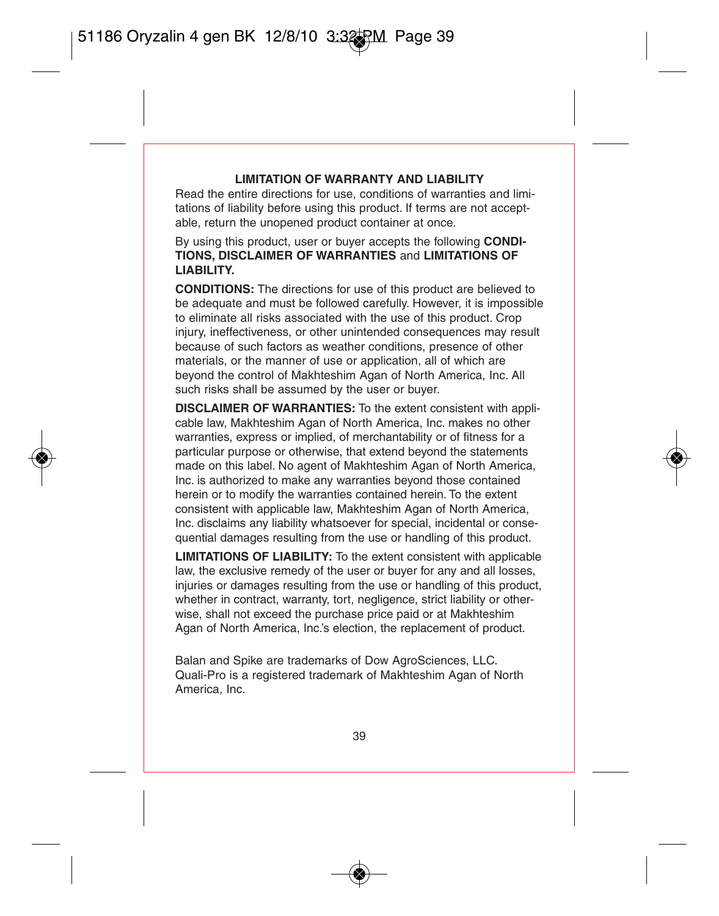## LIMITATION OF WARRANTY AND LIABILITY

Read the entire directions for use, conditions of warranties and limitations of liability before using this product. If terms are not acceptable, return the unopened product container at once.

By using this product, user or buyer accepts the following **CONDITIONS, DISCLAIMER OF WARRANTIES** and **LIMITATIONS OF LIABILITY.**

**CONDITIONS:** The directions for use of this product are believed to be adequate and must be followed carefully. However, it is impossible to eliminate all risks associated with the use of this product. Crop injury, ineffectiveness, or other unintended consequences may result because of such factors as weather conditions, presence of other materials, or the manner of use or application, all of which are beyond the control of Makhteshim Agan of North America, Inc. All such risks shall be assumed by the user or buyer.

**DISCLAIMER OF WARRANTIES:** To the extent consistent with applicable law, Makhteshim Agan of North America, Inc. makes no other warranties, express or implied, of merchantability or of fitness for a particular purpose or otherwise, that extend beyond the statements made on this label. No agent of Makhteshim Agan of North America, Inc. is authorized to make any warranties beyond those contained herein or to modify the warranties contained herein. To the extent consistent with applicable law, Makhteshim Agan of North America, Inc. disclaims any liability whatsoever for special, incidental or consequential damages resulting from the use or handling of this product.

**LIMITATIONS OF LIABILITY:** To the extent consistent with applicable law, the exclusive remedy of the user or buyer for any and all losses, injuries or damages resulting from the use or handling of this product, whether in contract, warranty, tort, negligence, strict liability or otherwise, shall not exceed the purchase price paid or at Makhteshim Agan of North America, Inc.'s election, the replacement of product.

Balan and Spike are trademarks of Dow AgroSciences, LLC.
Quali-Pro is a registered trademark of Makhteshim Agan of North America, Inc.